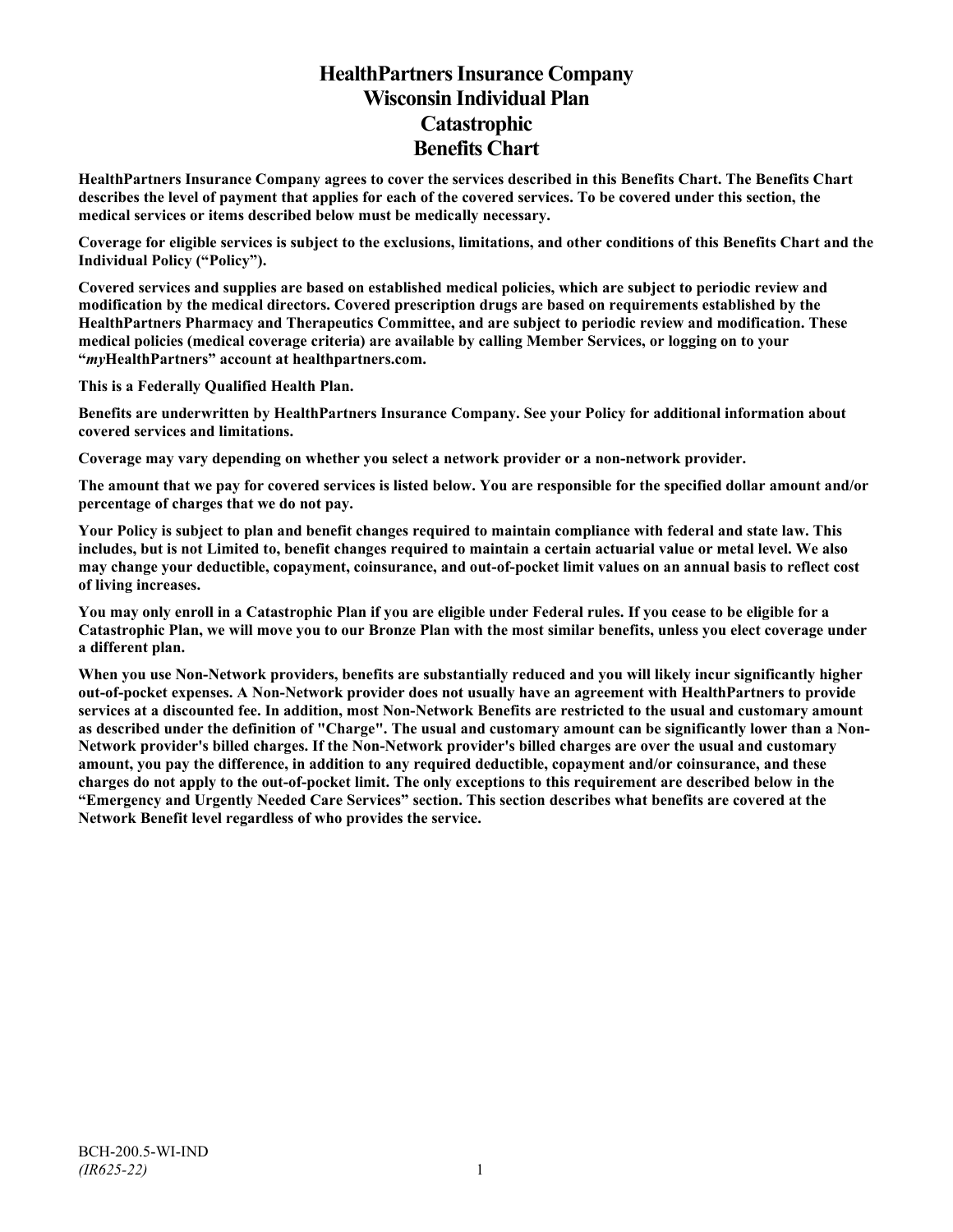# HealthPartners Insurance Company
# Wisconsin Individual Plan
# Catastrophic
# Benefits Chart

**HealthPartners Insurance Company agrees to cover the services described in this Benefits Chart. The Benefits Chart describes the level of payment that applies for each of the covered services. To be covered under this section, the medical services or items described below must be medically necessary.**

**Coverage for eligible services is subject to the exclusions, limitations, and other conditions of this Benefits Chart and the Individual Policy ("Policy").**

**Covered services and supplies are based on established medical policies, which are subject to periodic review and modification by the medical directors. Covered prescription drugs are based on requirements established by the HealthPartners Pharmacy and Therapeutics Committee, and are subject to periodic review and modification. These medical policies (medical coverage criteria) are available by calling Member Services, or logging on to your "*my*HealthPartners" account at healthpartners.com.**

**This is a Federally Qualified Health Plan.**

**Benefits are underwritten by HealthPartners Insurance Company. See your Policy for additional information about covered services and limitations.**

**Coverage may vary depending on whether you select a network provider or a non-network provider.**

**The amount that we pay for covered services is listed below. You are responsible for the specified dollar amount and/or percentage of charges that we do not pay.**

**Your Policy is subject to plan and benefit changes required to maintain compliance with federal and state law. This includes, but is not Limited to, benefit changes required to maintain a certain actuarial value or metal level. We also may change your deductible, copayment, coinsurance, and out-of-pocket limit values on an annual basis to reflect cost of living increases.**

**You may only enroll in a Catastrophic Plan if you are eligible under Federal rules. If you cease to be eligible for a Catastrophic Plan, we will move you to our Bronze Plan with the most similar benefits, unless you elect coverage under a different plan.**

**When you use Non-Network providers, benefits are substantially reduced and you will likely incur significantly higher out-of-pocket expenses. A Non-Network provider does not usually have an agreement with HealthPartners to provide services at a discounted fee. In addition, most Non-Network Benefits are restricted to the usual and customary amount as described under the definition of "Charge". The usual and customary amount can be significantly lower than a Non-Network provider's billed charges. If the Non-Network provider's billed charges are over the usual and customary amount, you pay the difference, in addition to any required deductible, copayment and/or coinsurance, and these charges do not apply to the out-of-pocket limit. The only exceptions to this requirement are described below in the "Emergency and Urgently Needed Care Services" section. This section describes what benefits are covered at the Network Benefit level regardless of who provides the service.**

BCH-200.5-WI-IND
*(IR625-22)*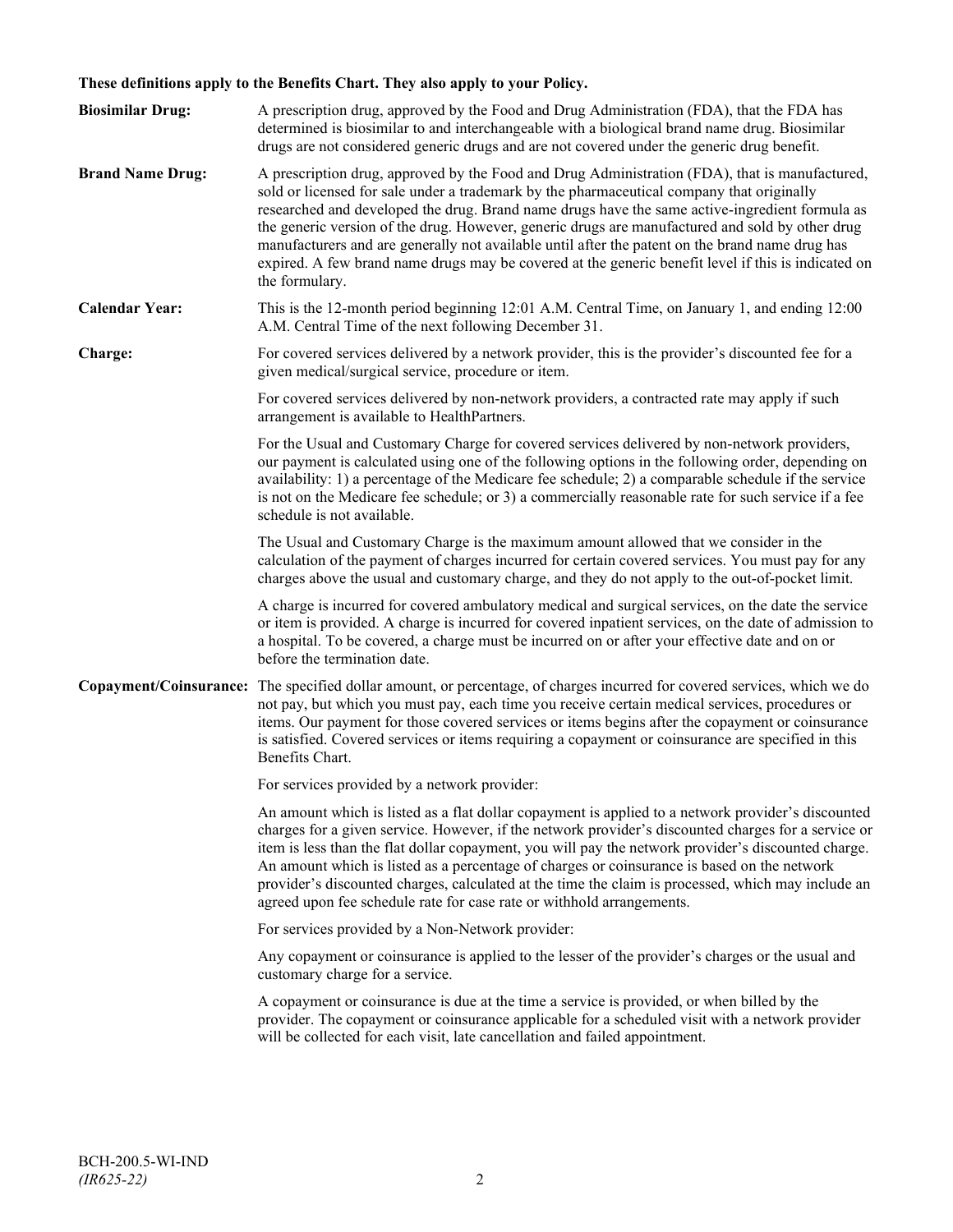**These definitions apply to the Benefits Chart. They also apply to your Policy.**

**Biosimilar Drug:** A prescription drug, approved by the Food and Drug Administration (FDA), that the FDA has determined is biosimilar to and interchangeable with a biological brand name drug. Biosimilar drugs are not considered generic drugs and are not covered under the generic drug benefit.

**Brand Name Drug:** A prescription drug, approved by the Food and Drug Administration (FDA), that is manufactured, sold or licensed for sale under a trademark by the pharmaceutical company that originally researched and developed the drug. Brand name drugs have the same active-ingredient formula as the generic version of the drug. However, generic drugs are manufactured and sold by other drug manufacturers and are generally not available until after the patent on the brand name drug has expired. A few brand name drugs may be covered at the generic benefit level if this is indicated on the formulary.

**Calendar Year:** This is the 12-month period beginning 12:01 A.M. Central Time, on January 1, and ending 12:00 A.M. Central Time of the next following December 31.

**Charge:** For covered services delivered by a network provider, this is the provider's discounted fee for a given medical/surgical service, procedure or item.

For covered services delivered by non-network providers, a contracted rate may apply if such arrangement is available to HealthPartners.

For the Usual and Customary Charge for covered services delivered by non-network providers, our payment is calculated using one of the following options in the following order, depending on availability: 1) a percentage of the Medicare fee schedule; 2) a comparable schedule if the service is not on the Medicare fee schedule; or 3) a commercially reasonable rate for such service if a fee schedule is not available.

The Usual and Customary Charge is the maximum amount allowed that we consider in the calculation of the payment of charges incurred for certain covered services. You must pay for any charges above the usual and customary charge, and they do not apply to the out-of-pocket limit.

A charge is incurred for covered ambulatory medical and surgical services, on the date the service or item is provided. A charge is incurred for covered inpatient services, on the date of admission to a hospital. To be covered, a charge must be incurred on or after your effective date and on or before the termination date.

**Copayment/Coinsurance:** The specified dollar amount, or percentage, of charges incurred for covered services, which we do not pay, but which you must pay, each time you receive certain medical services, procedures or items. Our payment for those covered services or items begins after the copayment or coinsurance is satisfied. Covered services or items requiring a copayment or coinsurance are specified in this Benefits Chart.

For services provided by a network provider:

An amount which is listed as a flat dollar copayment is applied to a network provider's discounted charges for a given service. However, if the network provider's discounted charges for a service or item is less than the flat dollar copayment, you will pay the network provider's discounted charge. An amount which is listed as a percentage of charges or coinsurance is based on the network provider's discounted charges, calculated at the time the claim is processed, which may include an agreed upon fee schedule rate for case rate or withhold arrangements.

For services provided by a Non-Network provider:

Any copayment or coinsurance is applied to the lesser of the provider's charges or the usual and customary charge for a service.

A copayment or coinsurance is due at the time a service is provided, or when billed by the provider. The copayment or coinsurance applicable for a scheduled visit with a network provider will be collected for each visit, late cancellation and failed appointment.

BCH-200.5-WI-IND
*(IR625-22)*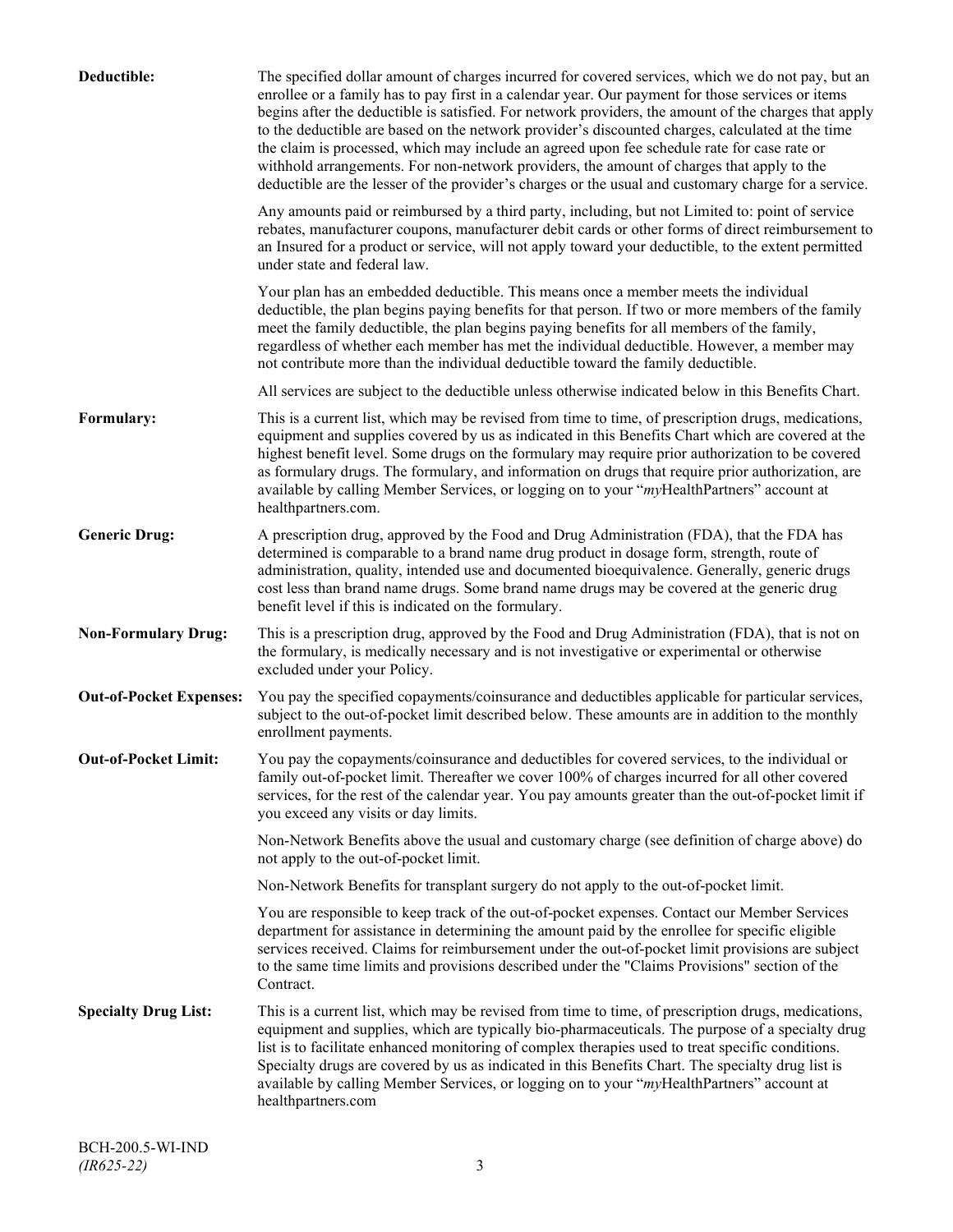**Deductible:** The specified dollar amount of charges incurred for covered services, which we do not pay, but an enrollee or a family has to pay first in a calendar year. Our payment for those services or items begins after the deductible is satisfied. For network providers, the amount of the charges that apply to the deductible are based on the network provider's discounted charges, calculated at the time the claim is processed, which may include an agreed upon fee schedule rate for case rate or withhold arrangements. For non-network providers, the amount of charges that apply to the deductible are the lesser of the provider's charges or the usual and customary charge for a service.

Any amounts paid or reimbursed by a third party, including, but not Limited to: point of service rebates, manufacturer coupons, manufacturer debit cards or other forms of direct reimbursement to an Insured for a product or service, will not apply toward your deductible, to the extent permitted under state and federal law.

Your plan has an embedded deductible. This means once a member meets the individual deductible, the plan begins paying benefits for that person. If two or more members of the family meet the family deductible, the plan begins paying benefits for all members of the family, regardless of whether each member has met the individual deductible. However, a member may not contribute more than the individual deductible toward the family deductible.

All services are subject to the deductible unless otherwise indicated below in this Benefits Chart.

**Formulary:** This is a current list, which may be revised from time to time, of prescription drugs, medications, equipment and supplies covered by us as indicated in this Benefits Chart which are covered at the highest benefit level. Some drugs on the formulary may require prior authorization to be covered as formulary drugs. The formulary, and information on drugs that require prior authorization, are available by calling Member Services, or logging on to your "*my*HealthPartners" account at healthpartners.com.

**Generic Drug:** A prescription drug, approved by the Food and Drug Administration (FDA), that the FDA has determined is comparable to a brand name drug product in dosage form, strength, route of administration, quality, intended use and documented bioequivalence. Generally, generic drugs cost less than brand name drugs. Some brand name drugs may be covered at the generic drug benefit level if this is indicated on the formulary.

**Non-Formulary Drug:** This is a prescription drug, approved by the Food and Drug Administration (FDA), that is not on the formulary, is medically necessary and is not investigative or experimental or otherwise excluded under your Policy.

**Out-of-Pocket Expenses:** You pay the specified copayments/coinsurance and deductibles applicable for particular services, subject to the out-of-pocket limit described below. These amounts are in addition to the monthly enrollment payments.

**Out-of-Pocket Limit:** You pay the copayments/coinsurance and deductibles for covered services, to the individual or family out-of-pocket limit. Thereafter we cover 100% of charges incurred for all other covered services, for the rest of the calendar year. You pay amounts greater than the out-of-pocket limit if you exceed any visits or day limits.

Non-Network Benefits above the usual and customary charge (see definition of charge above) do not apply to the out-of-pocket limit.

Non-Network Benefits for transplant surgery do not apply to the out-of-pocket limit.

You are responsible to keep track of the out-of-pocket expenses. Contact our Member Services department for assistance in determining the amount paid by the enrollee for specific eligible services received. Claims for reimbursement under the out-of-pocket limit provisions are subject to the same time limits and provisions described under the "Claims Provisions" section of the Contract.

**Specialty Drug List:** This is a current list, which may be revised from time to time, of prescription drugs, medications, equipment and supplies, which are typically bio-pharmaceuticals. The purpose of a specialty drug list is to facilitate enhanced monitoring of complex therapies used to treat specific conditions. Specialty drugs are covered by us as indicated in this Benefits Chart. The specialty drug list is available by calling Member Services, or logging on to your "*my*HealthPartners" account at healthpartners.com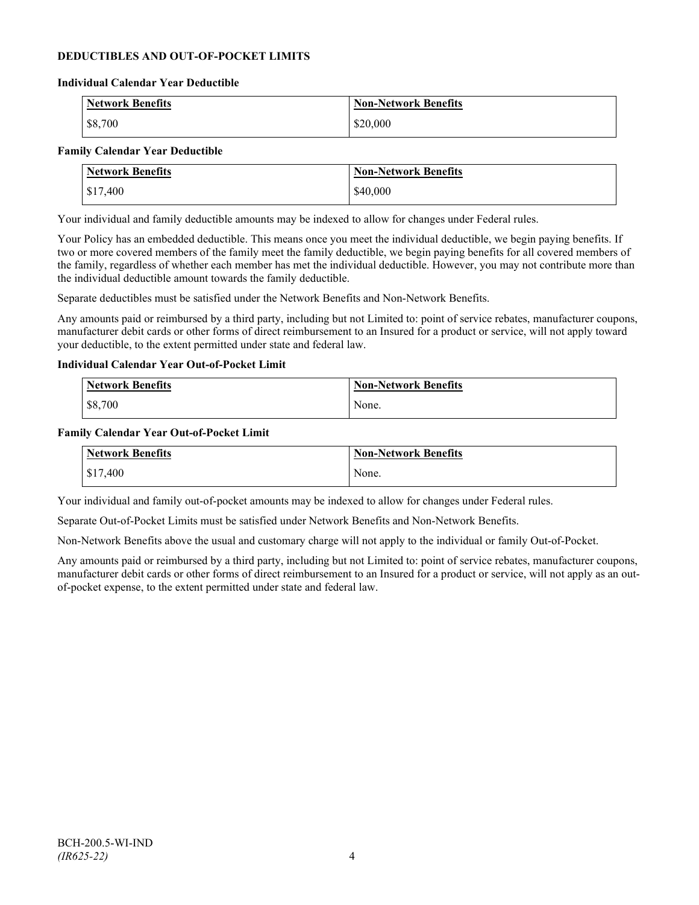**DEDUCTIBLES AND OUT-OF-POCKET LIMITS**

**Individual Calendar Year Deductible**

| Network Benefits | Non-Network Benefits |
|---|---|
| $8,700 | $20,000 |

**Family Calendar Year Deductible**

| Network Benefits | Non-Network Benefits |
|---|---|
| $17,400 | $40,000 |

Your individual and family deductible amounts may be indexed to allow for changes under Federal rules.

Your Policy has an embedded deductible. This means once you meet the individual deductible, we begin paying benefits. If two or more covered members of the family meet the family deductible, we begin paying benefits for all covered members of the family, regardless of whether each member has met the individual deductible. However, you may not contribute more than the individual deductible amount towards the family deductible.

Separate deductibles must be satisfied under the Network Benefits and Non-Network Benefits.

Any amounts paid or reimbursed by a third party, including but not Limited to: point of service rebates, manufacturer coupons, manufacturer debit cards or other forms of direct reimbursement to an Insured for a product or service, will not apply toward your deductible, to the extent permitted under state and federal law.

**Individual Calendar Year Out-of-Pocket Limit**

| Network Benefits | Non-Network Benefits |
|---|---|
| $8,700 | None. |

**Family Calendar Year Out-of-Pocket Limit**

| Network Benefits | Non-Network Benefits |
|---|---|
| $17,400 | None. |

Your individual and family out-of-pocket amounts may be indexed to allow for changes under Federal rules.

Separate Out-of-Pocket Limits must be satisfied under Network Benefits and Non-Network Benefits.

Non-Network Benefits above the usual and customary charge will not apply to the individual or family Out-of-Pocket.

Any amounts paid or reimbursed by a third party, including but not Limited to: point of service rebates, manufacturer coupons, manufacturer debit cards or other forms of direct reimbursement to an Insured for a product or service, will not apply as an out-of-pocket expense, to the extent permitted under state and federal law.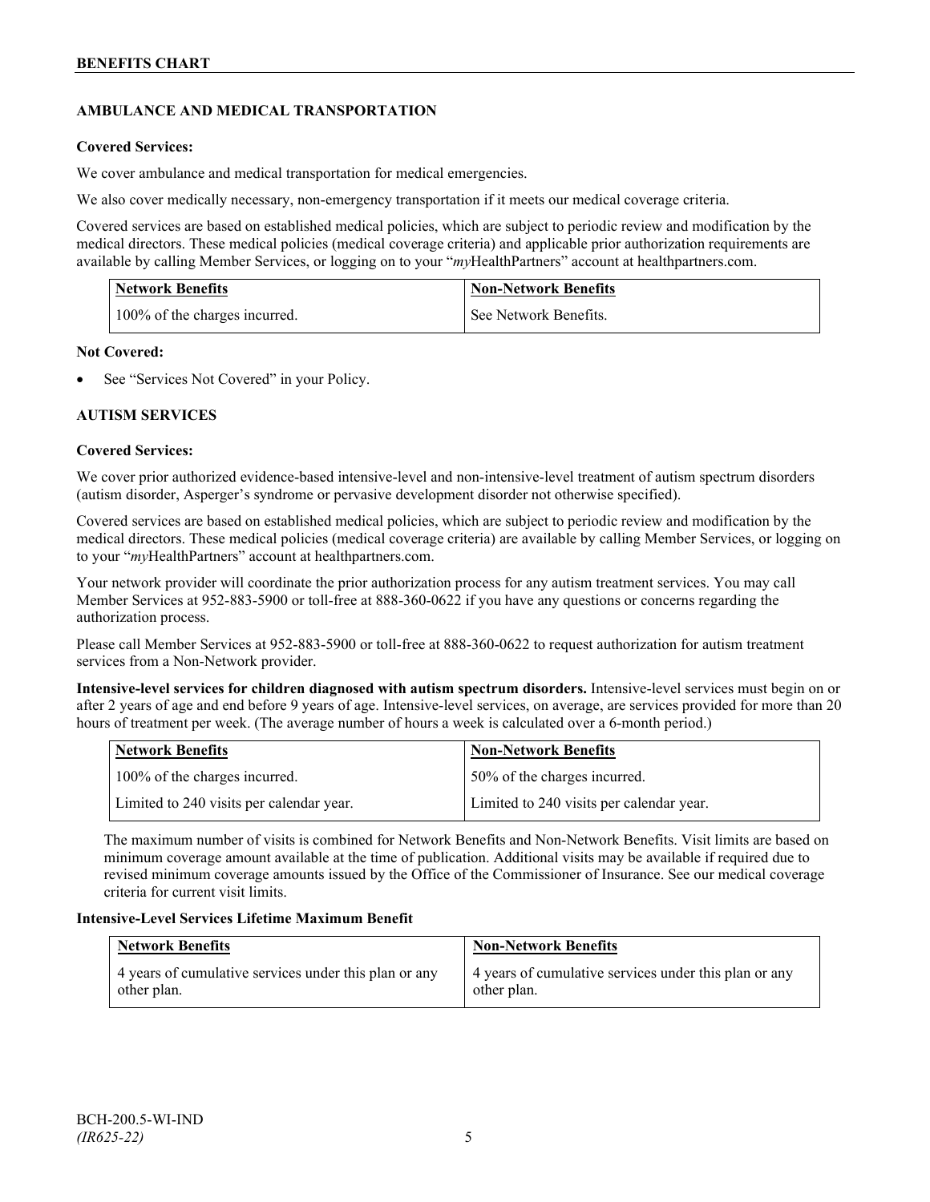## AMBULANCE AND MEDICAL TRANSPORTATION

**Covered Services:**

We cover ambulance and medical transportation for medical emergencies.

We also cover medically necessary, non-emergency transportation if it meets our medical coverage criteria.

Covered services are based on established medical policies, which are subject to periodic review and modification by the medical directors. These medical policies (medical coverage criteria) and applicable prior authorization requirements are available by calling Member Services, or logging on to your "*my*HealthPartners" account at healthpartners.com.

| Network Benefits | Non-Network Benefits |
|---|---|
| 100% of the charges incurred. | See Network Benefits. |

**Not Covered:**

- See "Services Not Covered" in your Policy.

## AUTISM SERVICES

**Covered Services:**

We cover prior authorized evidence-based intensive-level and non-intensive-level treatment of autism spectrum disorders (autism disorder, Asperger's syndrome or pervasive development disorder not otherwise specified).

Covered services are based on established medical policies, which are subject to periodic review and modification by the medical directors. These medical policies (medical coverage criteria) are available by calling Member Services, or logging on to your "*my*HealthPartners" account at healthpartners.com.

Your network provider will coordinate the prior authorization process for any autism treatment services. You may call Member Services at 952-883-5900 or toll-free at 888-360-0622 if you have any questions or concerns regarding the authorization process.

Please call Member Services at 952-883-5900 or toll-free at 888-360-0622 to request authorization for autism treatment services from a Non-Network provider.

**Intensive-level services for children diagnosed with autism spectrum disorders.** Intensive-level services must begin on or after 2 years of age and end before 9 years of age. Intensive-level services, on average, are services provided for more than 20 hours of treatment per week. (The average number of hours a week is calculated over a 6-month period.)

| Network Benefits | Non-Network Benefits |
|---|---|
| 100% of the charges incurred. | 50% of the charges incurred. |
| Limited to 240 visits per calendar year. | Limited to 240 visits per calendar year. |

The maximum number of visits is combined for Network Benefits and Non-Network Benefits. Visit limits are based on minimum coverage amount available at the time of publication. Additional visits may be available if required due to revised minimum coverage amounts issued by the Office of the Commissioner of Insurance. See our medical coverage criteria for current visit limits.

**Intensive-Level Services Lifetime Maximum Benefit**

| Network Benefits | Non-Network Benefits |
|---|---|
| 4 years of cumulative services under this plan or any other plan. | 4 years of cumulative services under this plan or any other plan. |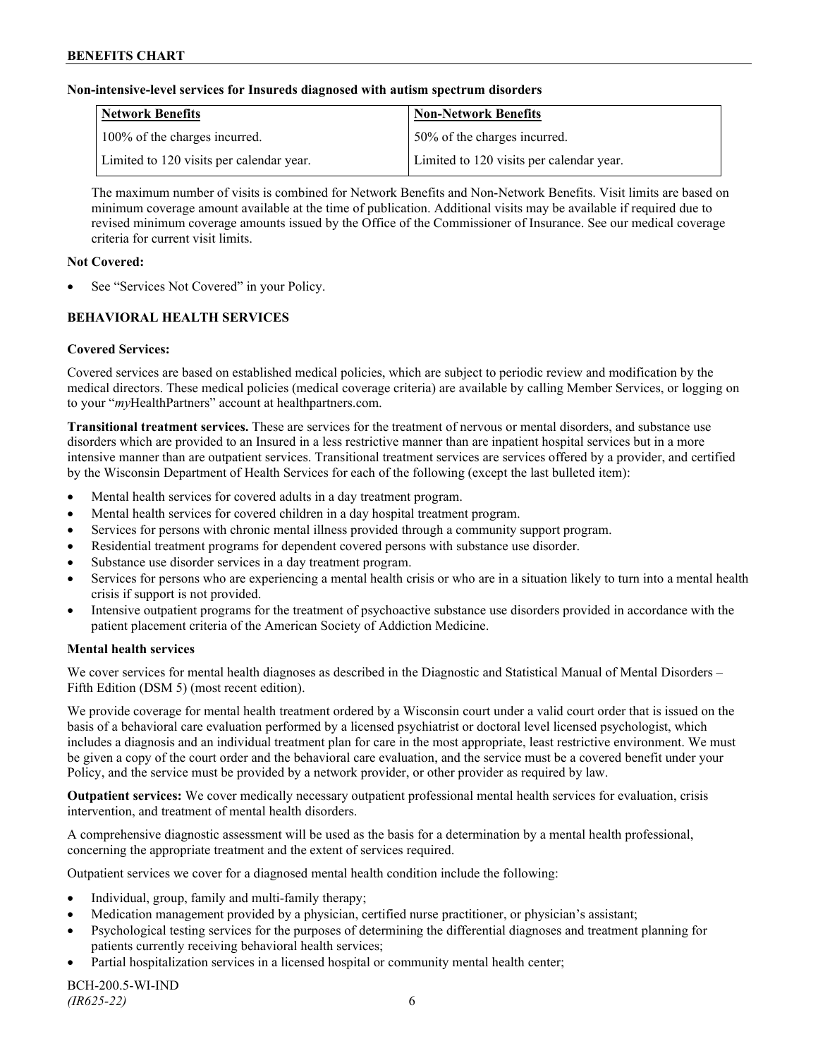**Non-intensive-level services for Insureds diagnosed with autism spectrum disorders**

| Network Benefits | Non-Network Benefits |
|---|---|
| 100% of the charges incurred. | 50% of the charges incurred. |
| Limited to 120 visits per calendar year. | Limited to 120 visits per calendar year. |

The maximum number of visits is combined for Network Benefits and Non-Network Benefits. Visit limits are based on minimum coverage amount available at the time of publication. Additional visits may be available if required due to revised minimum coverage amounts issued by the Office of the Commissioner of Insurance. See our medical coverage criteria for current visit limits.

**Not Covered:**

- See "Services Not Covered" in your Policy.

## BEHAVIORAL HEALTH SERVICES

**Covered Services:**

Covered services are based on established medical policies, which are subject to periodic review and modification by the medical directors. These medical policies (medical coverage criteria) are available by calling Member Services, or logging on to your "*my*HealthPartners" account at healthpartners.com.

**Transitional treatment services.** These are services for the treatment of nervous or mental disorders, and substance use disorders which are provided to an Insured in a less restrictive manner than are inpatient hospital services but in a more intensive manner than are outpatient services. Transitional treatment services are services offered by a provider, and certified by the Wisconsin Department of Health Services for each of the following (except the last bulleted item):

- Mental health services for covered adults in a day treatment program.
- Mental health services for covered children in a day hospital treatment program.
- Services for persons with chronic mental illness provided through a community support program.
- Residential treatment programs for dependent covered persons with substance use disorder.
- Substance use disorder services in a day treatment program.
- Services for persons who are experiencing a mental health crisis or who are in a situation likely to turn into a mental health crisis if support is not provided.
- Intensive outpatient programs for the treatment of psychoactive substance use disorders provided in accordance with the patient placement criteria of the American Society of Addiction Medicine.

**Mental health services**

We cover services for mental health diagnoses as described in the Diagnostic and Statistical Manual of Mental Disorders – Fifth Edition (DSM 5) (most recent edition).

We provide coverage for mental health treatment ordered by a Wisconsin court under a valid court order that is issued on the basis of a behavioral care evaluation performed by a licensed psychiatrist or doctoral level licensed psychologist, which includes a diagnosis and an individual treatment plan for care in the most appropriate, least restrictive environment. We must be given a copy of the court order and the behavioral care evaluation, and the service must be a covered benefit under your Policy, and the service must be provided by a network provider, or other provider as required by law.

**Outpatient services:** We cover medically necessary outpatient professional mental health services for evaluation, crisis intervention, and treatment of mental health disorders.

A comprehensive diagnostic assessment will be used as the basis for a determination by a mental health professional, concerning the appropriate treatment and the extent of services required.

Outpatient services we cover for a diagnosed mental health condition include the following:

- Individual, group, family and multi-family therapy;
- Medication management provided by a physician, certified nurse practitioner, or physician's assistant;
- Psychological testing services for the purposes of determining the differential diagnoses and treatment planning for patients currently receiving behavioral health services;
- Partial hospitalization services in a licensed hospital or community mental health center;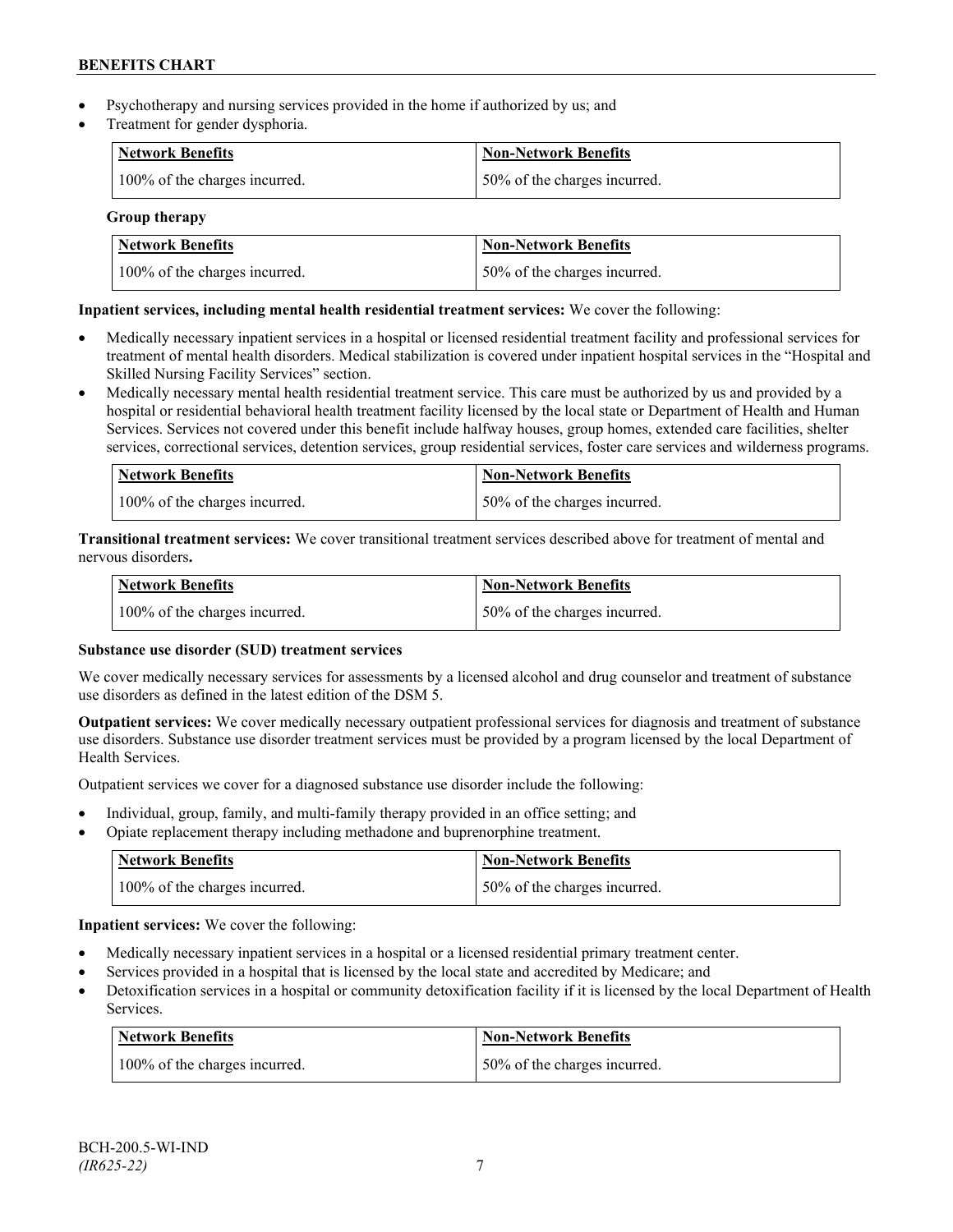- Psychotherapy and nursing services provided in the home if authorized by us; and
- Treatment for gender dysphoria.

| Network Benefits | Non-Network Benefits |
|---|---|
| 100% of the charges incurred. | 50% of the charges incurred. |

**Group therapy**

| Network Benefits | Non-Network Benefits |
|---|---|
| 100% of the charges incurred. | 50% of the charges incurred. |

**Inpatient services, including mental health residential treatment services:** We cover the following:

- Medically necessary inpatient services in a hospital or licensed residential treatment facility and professional services for treatment of mental health disorders. Medical stabilization is covered under inpatient hospital services in the "Hospital and Skilled Nursing Facility Services" section.
- Medically necessary mental health residential treatment service. This care must be authorized by us and provided by a hospital or residential behavioral health treatment facility licensed by the local state or Department of Health and Human Services. Services not covered under this benefit include halfway houses, group homes, extended care facilities, shelter services, correctional services, detention services, group residential services, foster care services and wilderness programs.

| Network Benefits | Non-Network Benefits |
|---|---|
| 100% of the charges incurred. | 50% of the charges incurred. |

**Transitional treatment services:** We cover transitional treatment services described above for treatment of mental and nervous disorders**.**

| Network Benefits | Non-Network Benefits |
|---|---|
| 100% of the charges incurred. | 50% of the charges incurred. |

**Substance use disorder (SUD) treatment services**

We cover medically necessary services for assessments by a licensed alcohol and drug counselor and treatment of substance use disorders as defined in the latest edition of the DSM 5.

**Outpatient services:** We cover medically necessary outpatient professional services for diagnosis and treatment of substance use disorders. Substance use disorder treatment services must be provided by a program licensed by the local Department of Health Services.

Outpatient services we cover for a diagnosed substance use disorder include the following:

- Individual, group, family, and multi-family therapy provided in an office setting; and
- Opiate replacement therapy including methadone and buprenorphine treatment.

| Network Benefits | Non-Network Benefits |
|---|---|
| 100% of the charges incurred. | 50% of the charges incurred. |

**Inpatient services:** We cover the following:

- Medically necessary inpatient services in a hospital or a licensed residential primary treatment center.
- Services provided in a hospital that is licensed by the local state and accredited by Medicare; and
- Detoxification services in a hospital or community detoxification facility if it is licensed by the local Department of Health Services.

| Network Benefits | Non-Network Benefits |
|---|---|
| 100% of the charges incurred. | 50% of the charges incurred. |

BCH-200.5-WI-IND
*(IR625-22)*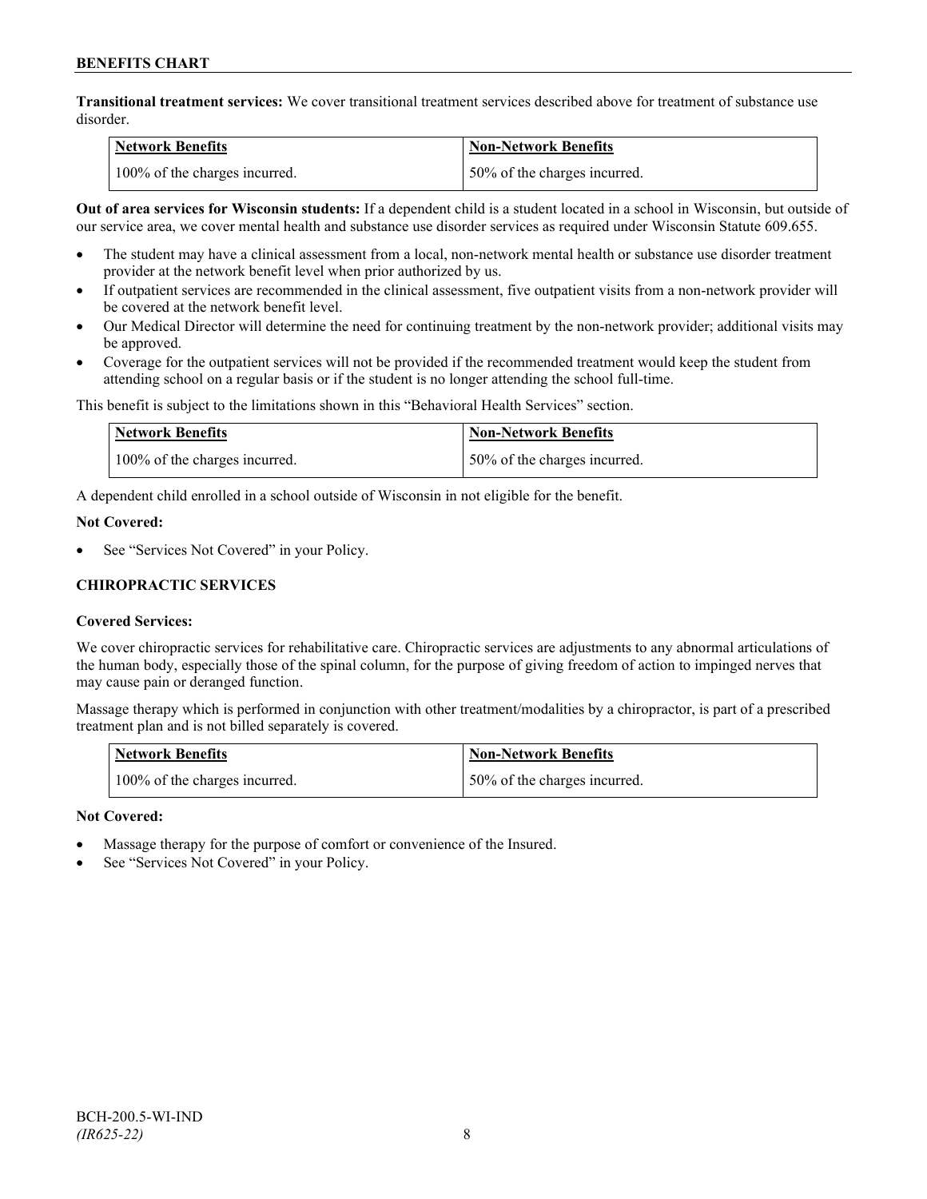**Transitional treatment services:** We cover transitional treatment services described above for treatment of substance use disorder.

| Network Benefits | Non-Network Benefits |
| --- | --- |
| 100% of the charges incurred. | 50% of the charges incurred. |

**Out of area services for Wisconsin students:** If a dependent child is a student located in a school in Wisconsin, but outside of our service area, we cover mental health and substance use disorder services as required under Wisconsin Statute 609.655.

- The student may have a clinical assessment from a local, non-network mental health or substance use disorder treatment provider at the network benefit level when prior authorized by us.
- If outpatient services are recommended in the clinical assessment, five outpatient visits from a non-network provider will be covered at the network benefit level.
- Our Medical Director will determine the need for continuing treatment by the non-network provider; additional visits may be approved.
- Coverage for the outpatient services will not be provided if the recommended treatment would keep the student from attending school on a regular basis or if the student is no longer attending the school full-time.

This benefit is subject to the limitations shown in this "Behavioral Health Services" section.

| Network Benefits | Non-Network Benefits |
| --- | --- |
| 100% of the charges incurred. | 50% of the charges incurred. |

A dependent child enrolled in a school outside of Wisconsin in not eligible for the benefit.

**Not Covered:**

- See "Services Not Covered" in your Policy.

### CHIROPRACTIC SERVICES

**Covered Services:**

We cover chiropractic services for rehabilitative care. Chiropractic services are adjustments to any abnormal articulations of the human body, especially those of the spinal column, for the purpose of giving freedom of action to impinged nerves that may cause pain or deranged function.

Massage therapy which is performed in conjunction with other treatment/modalities by a chiropractor, is part of a prescribed treatment plan and is not billed separately is covered.

| Network Benefits | Non-Network Benefits |
| --- | --- |
| 100% of the charges incurred. | 50% of the charges incurred. |

**Not Covered:**

- Massage therapy for the purpose of comfort or convenience of the Insured.
- See "Services Not Covered" in your Policy.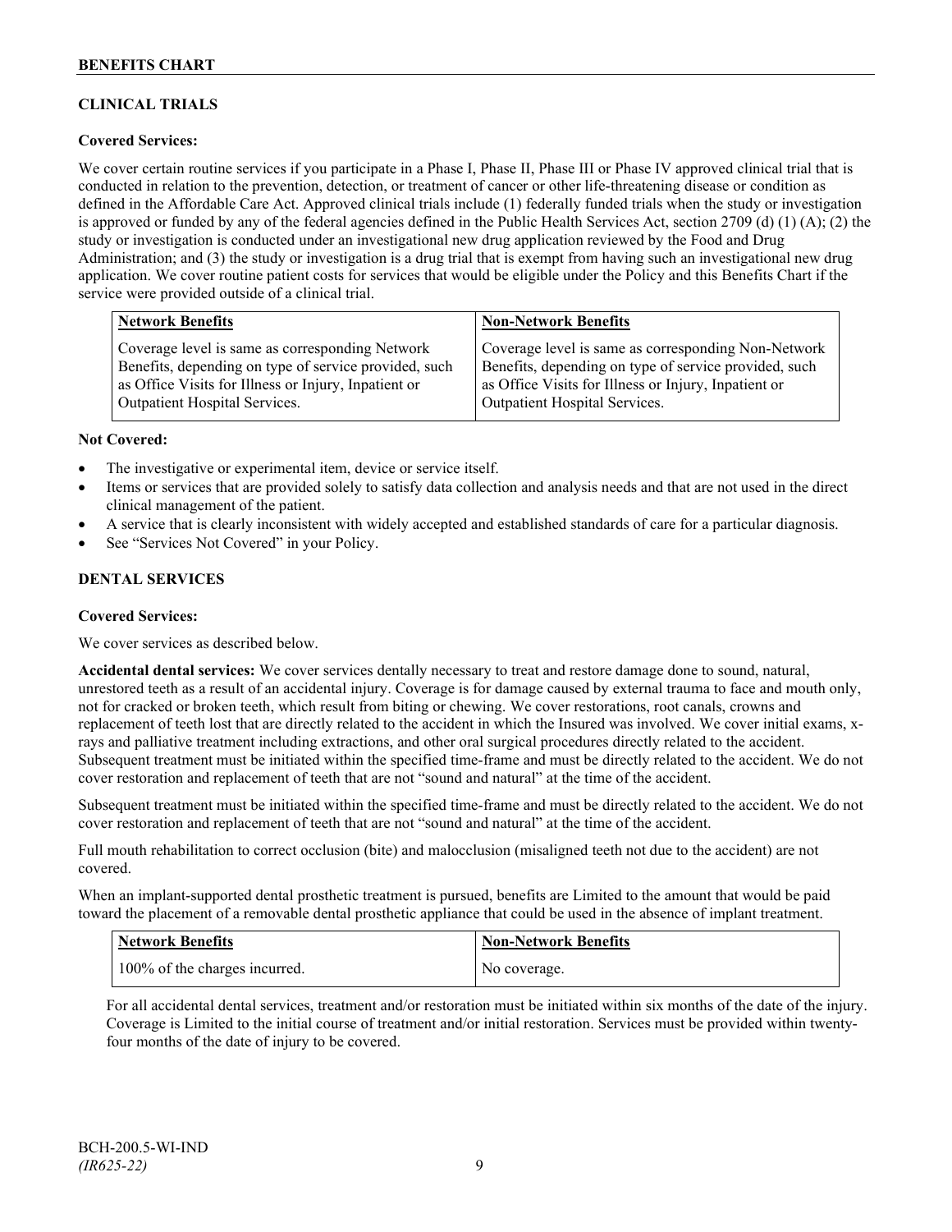## CLINICAL TRIALS

**Covered Services:**

We cover certain routine services if you participate in a Phase I, Phase II, Phase III or Phase IV approved clinical trial that is conducted in relation to the prevention, detection, or treatment of cancer or other life-threatening disease or condition as defined in the Affordable Care Act. Approved clinical trials include (1) federally funded trials when the study or investigation is approved or funded by any of the federal agencies defined in the Public Health Services Act, section 2709 (d) (1) (A); (2) the study or investigation is conducted under an investigational new drug application reviewed by the Food and Drug Administration; and (3) the study or investigation is a drug trial that is exempt from having such an investigational new drug application. We cover routine patient costs for services that would be eligible under the Policy and this Benefits Chart if the service were provided outside of a clinical trial.

| Network Benefits | Non-Network Benefits |
| --- | --- |
| Coverage level is same as corresponding Network Benefits, depending on type of service provided, such as Office Visits for Illness or Injury, Inpatient or Outpatient Hospital Services. | Coverage level is same as corresponding Non-Network Benefits, depending on type of service provided, such as Office Visits for Illness or Injury, Inpatient or Outpatient Hospital Services. |

**Not Covered:**

- The investigative or experimental item, device or service itself.
- Items or services that are provided solely to satisfy data collection and analysis needs and that are not used in the direct clinical management of the patient.
- A service that is clearly inconsistent with widely accepted and established standards of care for a particular diagnosis.
- See "Services Not Covered" in your Policy.

## DENTAL SERVICES

**Covered Services:**

We cover services as described below.

**Accidental dental services:** We cover services dentally necessary to treat and restore damage done to sound, natural, unrestored teeth as a result of an accidental injury. Coverage is for damage caused by external trauma to face and mouth only, not for cracked or broken teeth, which result from biting or chewing. We cover restorations, root canals, crowns and replacement of teeth lost that are directly related to the accident in which the Insured was involved. We cover initial exams, x-rays and palliative treatment including extractions, and other oral surgical procedures directly related to the accident. Subsequent treatment must be initiated within the specified time-frame and must be directly related to the accident. We do not cover restoration and replacement of teeth that are not "sound and natural" at the time of the accident.

Subsequent treatment must be initiated within the specified time-frame and must be directly related to the accident. We do not cover restoration and replacement of teeth that are not "sound and natural" at the time of the accident.

Full mouth rehabilitation to correct occlusion (bite) and malocclusion (misaligned teeth not due to the accident) are not covered.

When an implant-supported dental prosthetic treatment is pursued, benefits are Limited to the amount that would be paid toward the placement of a removable dental prosthetic appliance that could be used in the absence of implant treatment.

| Network Benefits | Non-Network Benefits |
| --- | --- |
| 100% of the charges incurred. | No coverage. |

For all accidental dental services, treatment and/or restoration must be initiated within six months of the date of the injury. Coverage is Limited to the initial course of treatment and/or initial restoration. Services must be provided within twenty-four months of the date of injury to be covered.

BCH-200.5-WI-IND
*(IR625-22)*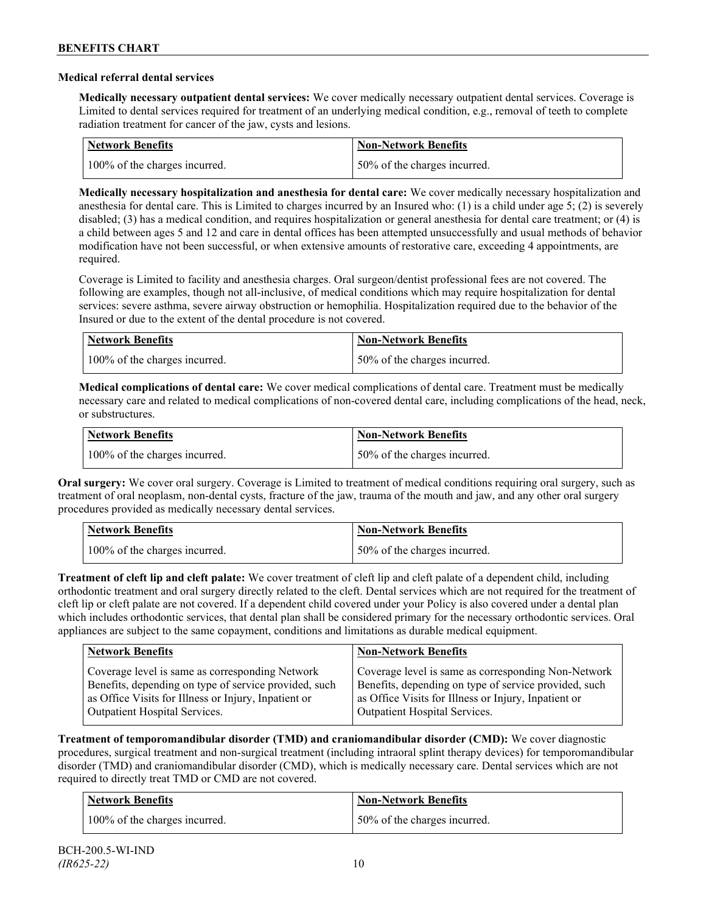### Medical referral dental services

**Medically necessary outpatient dental services:** We cover medically necessary outpatient dental services. Coverage is Limited to dental services required for treatment of an underlying medical condition, e.g., removal of teeth to complete radiation treatment for cancer of the jaw, cysts and lesions.

| Network Benefits | Non-Network Benefits |
|---|---|
| 100% of the charges incurred. | 50% of the charges incurred. |

**Medically necessary hospitalization and anesthesia for dental care:** We cover medically necessary hospitalization and anesthesia for dental care. This is Limited to charges incurred by an Insured who: (1) is a child under age 5; (2) is severely disabled; (3) has a medical condition, and requires hospitalization or general anesthesia for dental care treatment; or (4) is a child between ages 5 and 12 and care in dental offices has been attempted unsuccessfully and usual methods of behavior modification have not been successful, or when extensive amounts of restorative care, exceeding 4 appointments, are required.

Coverage is Limited to facility and anesthesia charges. Oral surgeon/dentist professional fees are not covered. The following are examples, though not all-inclusive, of medical conditions which may require hospitalization for dental services: severe asthma, severe airway obstruction or hemophilia. Hospitalization required due to the behavior of the Insured or due to the extent of the dental procedure is not covered.

| Network Benefits | Non-Network Benefits |
|---|---|
| 100% of the charges incurred. | 50% of the charges incurred. |

**Medical complications of dental care:** We cover medical complications of dental care. Treatment must be medically necessary care and related to medical complications of non-covered dental care, including complications of the head, neck, or substructures.

| Network Benefits | Non-Network Benefits |
|---|---|
| 100% of the charges incurred. | 50% of the charges incurred. |

**Oral surgery:** We cover oral surgery. Coverage is Limited to treatment of medical conditions requiring oral surgery, such as treatment of oral neoplasm, non-dental cysts, fracture of the jaw, trauma of the mouth and jaw, and any other oral surgery procedures provided as medically necessary dental services.

| Network Benefits | Non-Network Benefits |
|---|---|
| 100% of the charges incurred. | 50% of the charges incurred. |

**Treatment of cleft lip and cleft palate:** We cover treatment of cleft lip and cleft palate of a dependent child, including orthodontic treatment and oral surgery directly related to the cleft. Dental services which are not required for the treatment of cleft lip or cleft palate are not covered. If a dependent child covered under your Policy is also covered under a dental plan which includes orthodontic services, that dental plan shall be considered primary for the necessary orthodontic services. Oral appliances are subject to the same copayment, conditions and limitations as durable medical equipment.

| Network Benefits | Non-Network Benefits |
|---|---|
| Coverage level is same as corresponding Network Benefits, depending on type of service provided, such as Office Visits for Illness or Injury, Inpatient or Outpatient Hospital Services. | Coverage level is same as corresponding Non-Network Benefits, depending on type of service provided, such as Office Visits for Illness or Injury, Inpatient or Outpatient Hospital Services. |

**Treatment of temporomandibular disorder (TMD) and craniomandibular disorder (CMD):** We cover diagnostic procedures, surgical treatment and non-surgical treatment (including intraoral splint therapy devices) for temporomandibular disorder (TMD) and craniomandibular disorder (CMD), which is medically necessary care. Dental services which are not required to directly treat TMD or CMD are not covered.

| Network Benefits | Non-Network Benefits |
|---|---|
| 100% of the charges incurred. | 50% of the charges incurred. |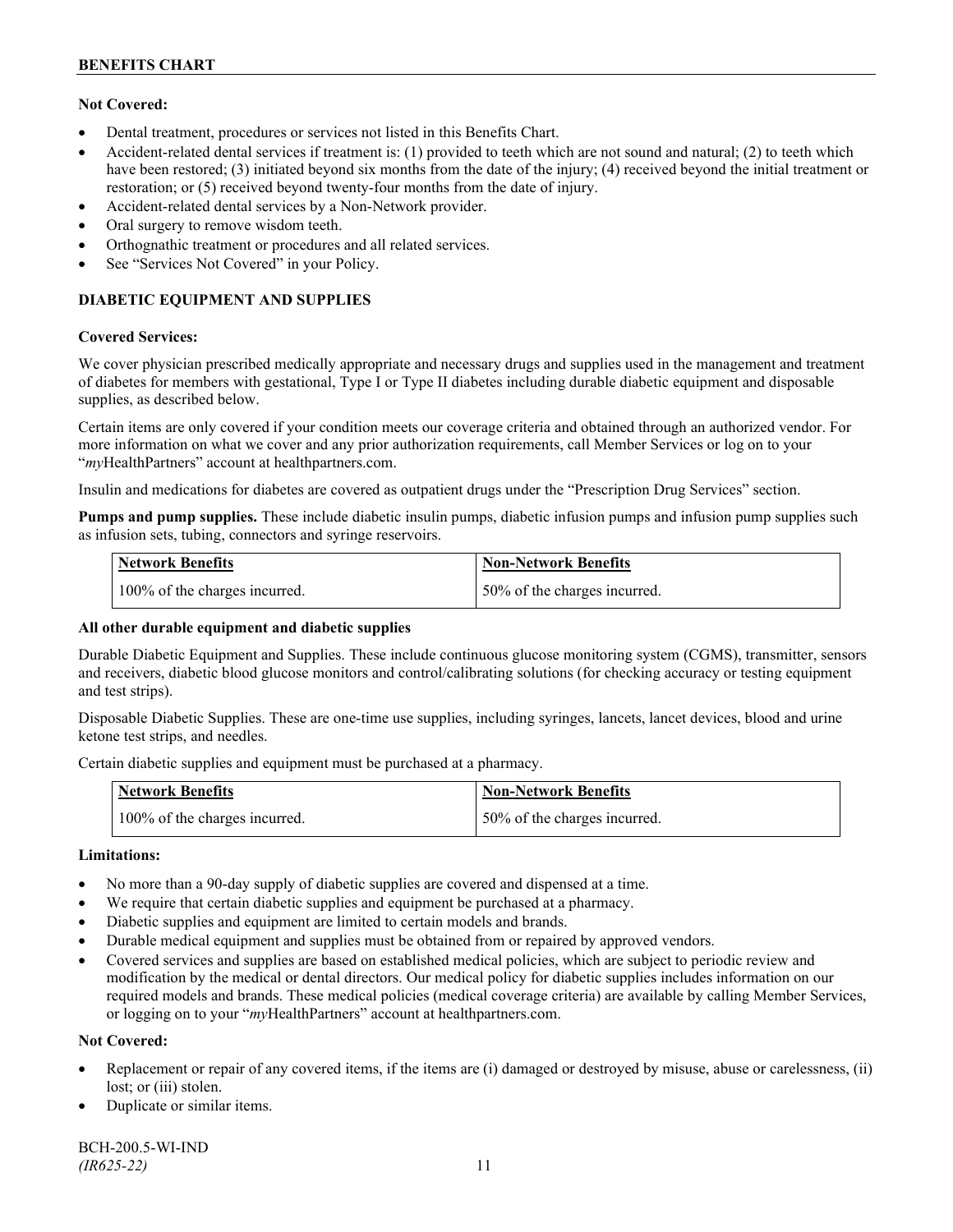**Not Covered:**

- Dental treatment, procedures or services not listed in this Benefits Chart.
- Accident-related dental services if treatment is: (1) provided to teeth which are not sound and natural; (2) to teeth which have been restored; (3) initiated beyond six months from the date of the injury; (4) received beyond the initial treatment or restoration; or (5) received beyond twenty-four months from the date of injury.
- Accident-related dental services by a Non-Network provider.
- Oral surgery to remove wisdom teeth.
- Orthognathic treatment or procedures and all related services.
- See "Services Not Covered" in your Policy.

## DIABETIC EQUIPMENT AND SUPPLIES

**Covered Services:**

We cover physician prescribed medically appropriate and necessary drugs and supplies used in the management and treatment of diabetes for members with gestational, Type I or Type II diabetes including durable diabetic equipment and disposable supplies, as described below.

Certain items are only covered if your condition meets our coverage criteria and obtained through an authorized vendor. For more information on what we cover and any prior authorization requirements, call Member Services or log on to your "*my*HealthPartners" account at healthpartners.com.

Insulin and medications for diabetes are covered as outpatient drugs under the "Prescription Drug Services" section.

**Pumps and pump supplies.** These include diabetic insulin pumps, diabetic infusion pumps and infusion pump supplies such as infusion sets, tubing, connectors and syringe reservoirs.

| Network Benefits | Non-Network Benefits |
|---|---|
| 100% of the charges incurred. | 50% of the charges incurred. |

**All other durable equipment and diabetic supplies**

Durable Diabetic Equipment and Supplies. These include continuous glucose monitoring system (CGMS), transmitter, sensors and receivers, diabetic blood glucose monitors and control/calibrating solutions (for checking accuracy or testing equipment and test strips).

Disposable Diabetic Supplies. These are one-time use supplies, including syringes, lancets, lancet devices, blood and urine ketone test strips, and needles.

Certain diabetic supplies and equipment must be purchased at a pharmacy.

| Network Benefits | Non-Network Benefits |
|---|---|
| 100% of the charges incurred. | 50% of the charges incurred. |

**Limitations:**

- No more than a 90-day supply of diabetic supplies are covered and dispensed at a time.
- We require that certain diabetic supplies and equipment be purchased at a pharmacy.
- Diabetic supplies and equipment are limited to certain models and brands.
- Durable medical equipment and supplies must be obtained from or repaired by approved vendors.
- Covered services and supplies are based on established medical policies, which are subject to periodic review and modification by the medical or dental directors. Our medical policy for diabetic supplies includes information on our required models and brands. These medical policies (medical coverage criteria) are available by calling Member Services, or logging on to your "*my*HealthPartners" account at healthpartners.com.

**Not Covered:**

- Replacement or repair of any covered items, if the items are (i) damaged or destroyed by misuse, abuse or carelessness, (ii) lost; or (iii) stolen.
- Duplicate or similar items.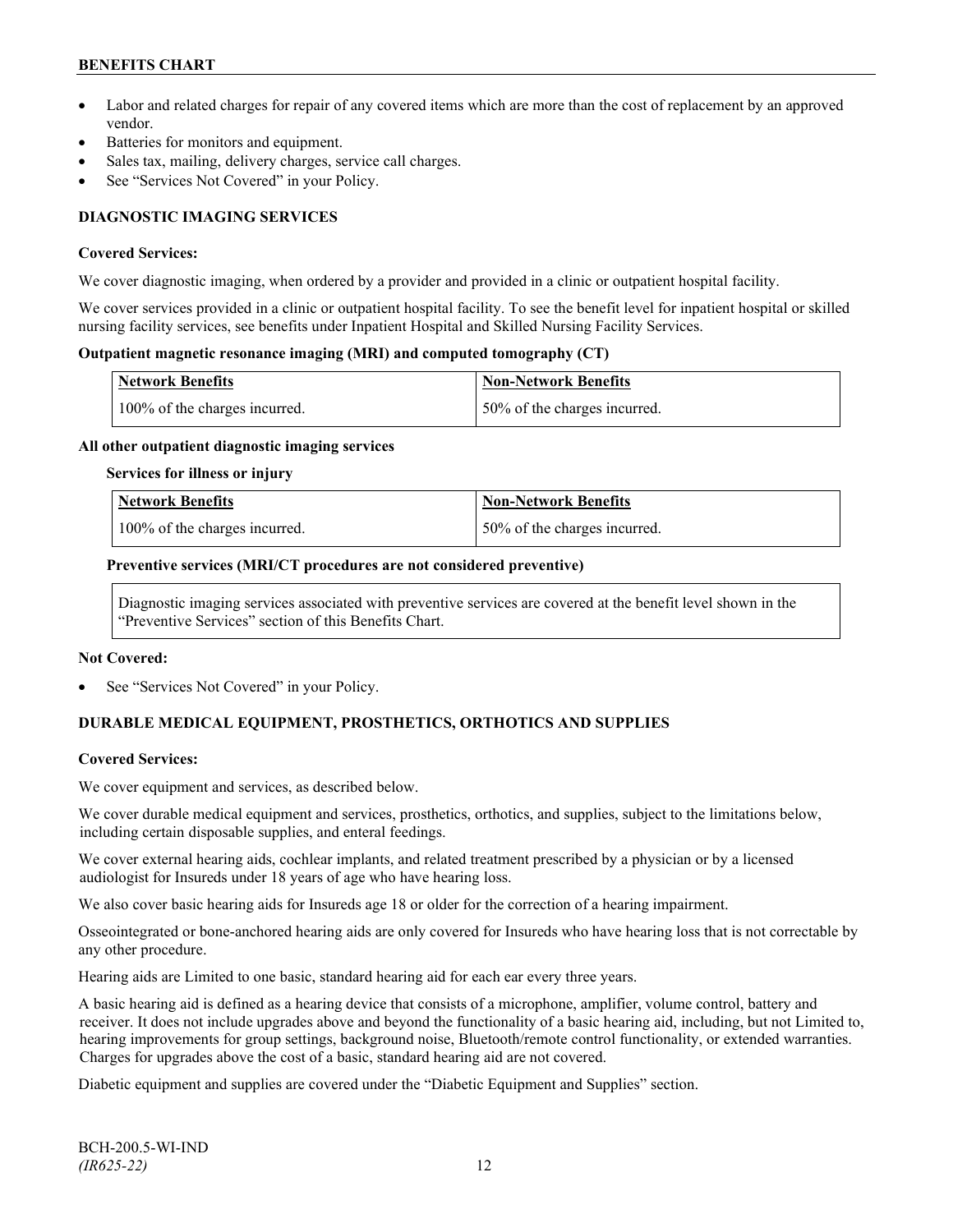- Labor and related charges for repair of any covered items which are more than the cost of replacement by an approved vendor.
- Batteries for monitors and equipment.
- Sales tax, mailing, delivery charges, service call charges.
- See "Services Not Covered" in your Policy.

### DIAGNOSTIC IMAGING SERVICES

**Covered Services:**

We cover diagnostic imaging, when ordered by a provider and provided in a clinic or outpatient hospital facility.

We cover services provided in a clinic or outpatient hospital facility. To see the benefit level for inpatient hospital or skilled nursing facility services, see benefits under Inpatient Hospital and Skilled Nursing Facility Services.

**Outpatient magnetic resonance imaging (MRI) and computed tomography (CT)**

| Network Benefits | Non-Network Benefits |
|---|---|
| 100% of the charges incurred. | 50% of the charges incurred. |

**All other outpatient diagnostic imaging services**

**Services for illness or injury**

| Network Benefits | Non-Network Benefits |
|---|---|
| 100% of the charges incurred. | 50% of the charges incurred. |

**Preventive services (MRI/CT procedures are not considered preventive)**

Diagnostic imaging services associated with preventive services are covered at the benefit level shown in the "Preventive Services" section of this Benefits Chart.

**Not Covered:**

- See "Services Not Covered" in your Policy.

### DURABLE MEDICAL EQUIPMENT, PROSTHETICS, ORTHOTICS AND SUPPLIES

**Covered Services:**

We cover equipment and services, as described below.

We cover durable medical equipment and services, prosthetics, orthotics, and supplies, subject to the limitations below, including certain disposable supplies, and enteral feedings.

We cover external hearing aids, cochlear implants, and related treatment prescribed by a physician or by a licensed audiologist for Insureds under 18 years of age who have hearing loss.

We also cover basic hearing aids for Insureds age 18 or older for the correction of a hearing impairment.

Osseointegrated or bone-anchored hearing aids are only covered for Insureds who have hearing loss that is not correctable by any other procedure.

Hearing aids are Limited to one basic, standard hearing aid for each ear every three years.

A basic hearing aid is defined as a hearing device that consists of a microphone, amplifier, volume control, battery and receiver. It does not include upgrades above and beyond the functionality of a basic hearing aid, including, but not Limited to, hearing improvements for group settings, background noise, Bluetooth/remote control functionality, or extended warranties. Charges for upgrades above the cost of a basic, standard hearing aid are not covered.

Diabetic equipment and supplies are covered under the "Diabetic Equipment and Supplies" section.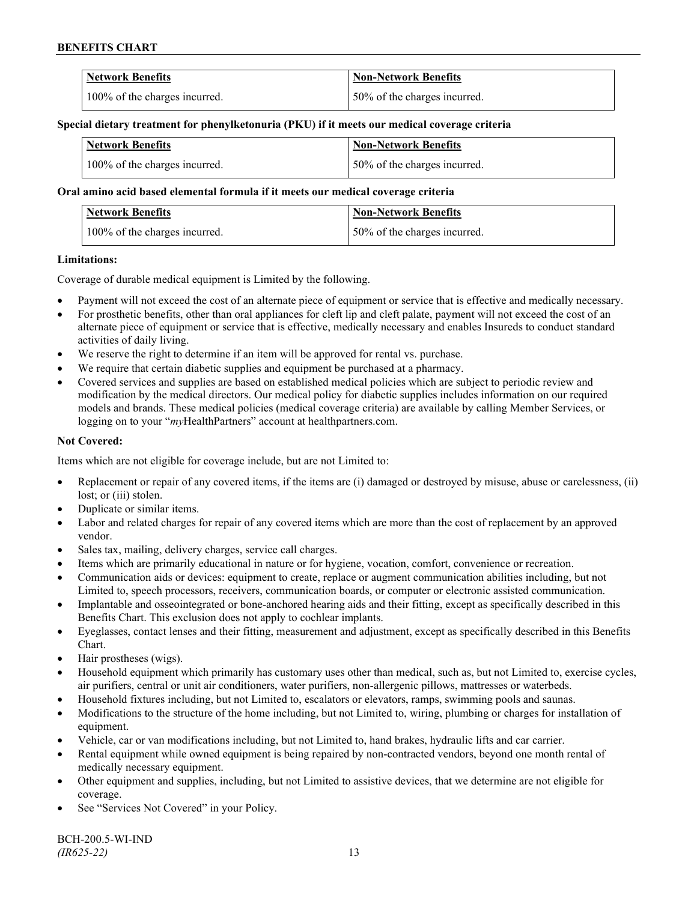| Network Benefits | Non-Network Benefits |
| --- | --- |
| 100% of the charges incurred. | 50% of the charges incurred. |

**Special dietary treatment for phenylketonuria (PKU) if it meets our medical coverage criteria**

| Network Benefits | Non-Network Benefits |
| --- | --- |
| 100% of the charges incurred. | 50% of the charges incurred. |

**Oral amino acid based elemental formula if it meets our medical coverage criteria**

| Network Benefits | Non-Network Benefits |
| --- | --- |
| 100% of the charges incurred. | 50% of the charges incurred. |

**Limitations:**

Coverage of durable medical equipment is Limited by the following.

- Payment will not exceed the cost of an alternate piece of equipment or service that is effective and medically necessary.
- For prosthetic benefits, other than oral appliances for cleft lip and cleft palate, payment will not exceed the cost of an alternate piece of equipment or service that is effective, medically necessary and enables Insureds to conduct standard activities of daily living.
- We reserve the right to determine if an item will be approved for rental vs. purchase.
- We require that certain diabetic supplies and equipment be purchased at a pharmacy.
- Covered services and supplies are based on established medical policies which are subject to periodic review and modification by the medical directors. Our medical policy for diabetic supplies includes information on our required models and brands. These medical policies (medical coverage criteria) are available by calling Member Services, or logging on to your "*my*HealthPartners" account at healthpartners.com.

**Not Covered:**

Items which are not eligible for coverage include, but are not Limited to:

- Replacement or repair of any covered items, if the items are (i) damaged or destroyed by misuse, abuse or carelessness, (ii) lost; or (iii) stolen.
- Duplicate or similar items.
- Labor and related charges for repair of any covered items which are more than the cost of replacement by an approved vendor.
- Sales tax, mailing, delivery charges, service call charges.
- Items which are primarily educational in nature or for hygiene, vocation, comfort, convenience or recreation.
- Communication aids or devices: equipment to create, replace or augment communication abilities including, but not Limited to, speech processors, receivers, communication boards, or computer or electronic assisted communication.
- Implantable and osseointegrated or bone-anchored hearing aids and their fitting, except as specifically described in this Benefits Chart. This exclusion does not apply to cochlear implants.
- Eyeglasses, contact lenses and their fitting, measurement and adjustment, except as specifically described in this Benefits Chart.
- Hair prostheses (wigs).
- Household equipment which primarily has customary uses other than medical, such as, but not Limited to, exercise cycles, air purifiers, central or unit air conditioners, water purifiers, non-allergenic pillows, mattresses or waterbeds.
- Household fixtures including, but not Limited to, escalators or elevators, ramps, swimming pools and saunas.
- Modifications to the structure of the home including, but not Limited to, wiring, plumbing or charges for installation of equipment.
- Vehicle, car or van modifications including, but not Limited to, hand brakes, hydraulic lifts and car carrier.
- Rental equipment while owned equipment is being repaired by non-contracted vendors, beyond one month rental of medically necessary equipment.
- Other equipment and supplies, including, but not Limited to assistive devices, that we determine are not eligible for coverage.
- See "Services Not Covered" in your Policy.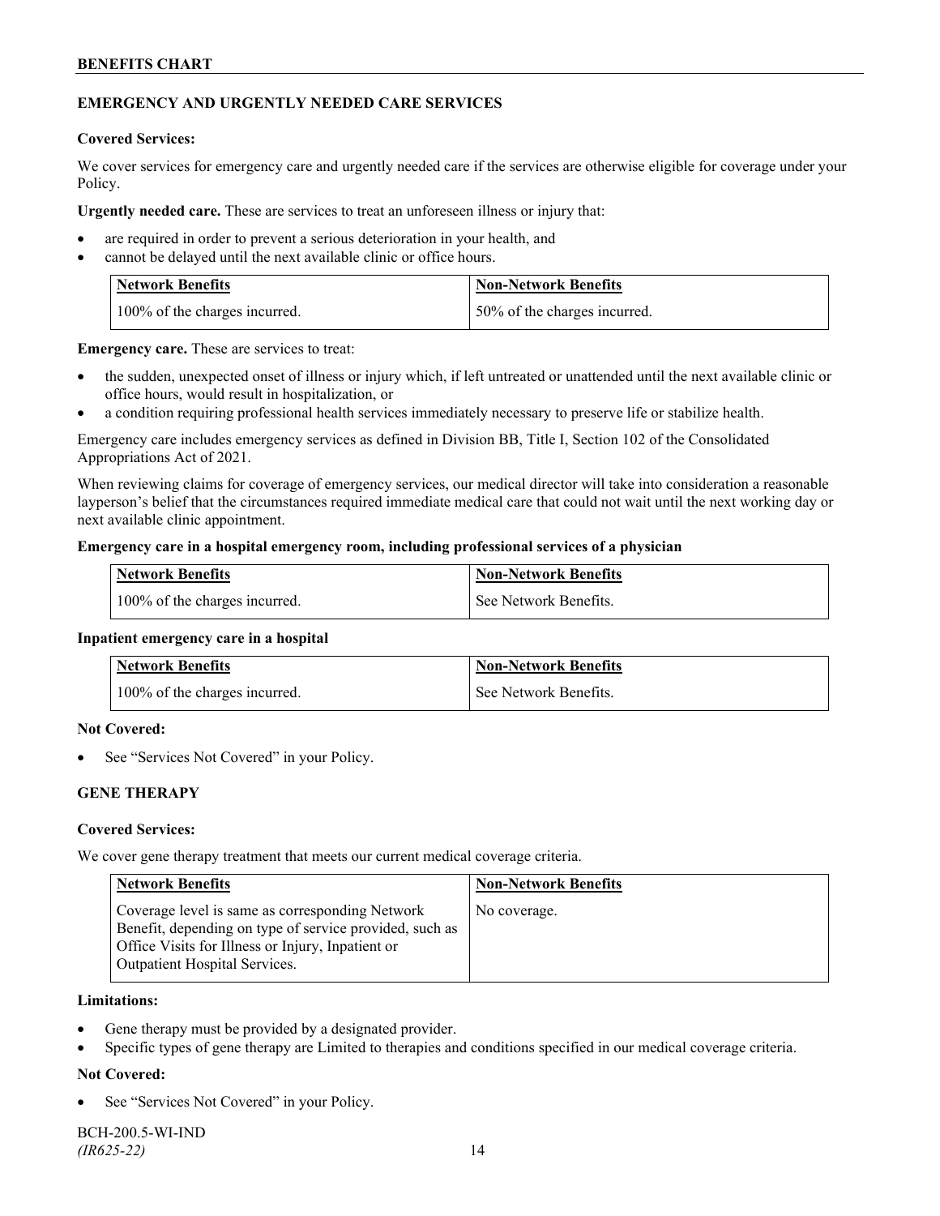## EMERGENCY AND URGENTLY NEEDED CARE SERVICES

**Covered Services:**

We cover services for emergency care and urgently needed care if the services are otherwise eligible for coverage under your Policy.

**Urgently needed care.** These are services to treat an unforeseen illness or injury that:

- are required in order to prevent a serious deterioration in your health, and
- cannot be delayed until the next available clinic or office hours.

| Network Benefits | Non-Network Benefits |
|---|---|
| 100% of the charges incurred. | 50% of the charges incurred. |

**Emergency care.** These are services to treat:

- the sudden, unexpected onset of illness or injury which, if left untreated or unattended until the next available clinic or office hours, would result in hospitalization, or
- a condition requiring professional health services immediately necessary to preserve life or stabilize health.

Emergency care includes emergency services as defined in Division BB, Title I, Section 102 of the Consolidated Appropriations Act of 2021.

When reviewing claims for coverage of emergency services, our medical director will take into consideration a reasonable layperson's belief that the circumstances required immediate medical care that could not wait until the next working day or next available clinic appointment.

**Emergency care in a hospital emergency room, including professional services of a physician**

| Network Benefits | Non-Network Benefits |
|---|---|
| 100% of the charges incurred. | See Network Benefits. |

**Inpatient emergency care in a hospital**

| Network Benefits | Non-Network Benefits |
|---|---|
| 100% of the charges incurred. | See Network Benefits. |

**Not Covered:**

- See "Services Not Covered" in your Policy.

## GENE THERAPY

**Covered Services:**

We cover gene therapy treatment that meets our current medical coverage criteria.

| Network Benefits | Non-Network Benefits |
|---|---|
| Coverage level is same as corresponding Network Benefit, depending on type of service provided, such as Office Visits for Illness or Injury, Inpatient or Outpatient Hospital Services. | No coverage. |

**Limitations:**

- Gene therapy must be provided by a designated provider.
- Specific types of gene therapy are Limited to therapies and conditions specified in our medical coverage criteria.

**Not Covered:**

- See "Services Not Covered" in your Policy.

BCH-200.5-WI-IND
*(IR625-22)*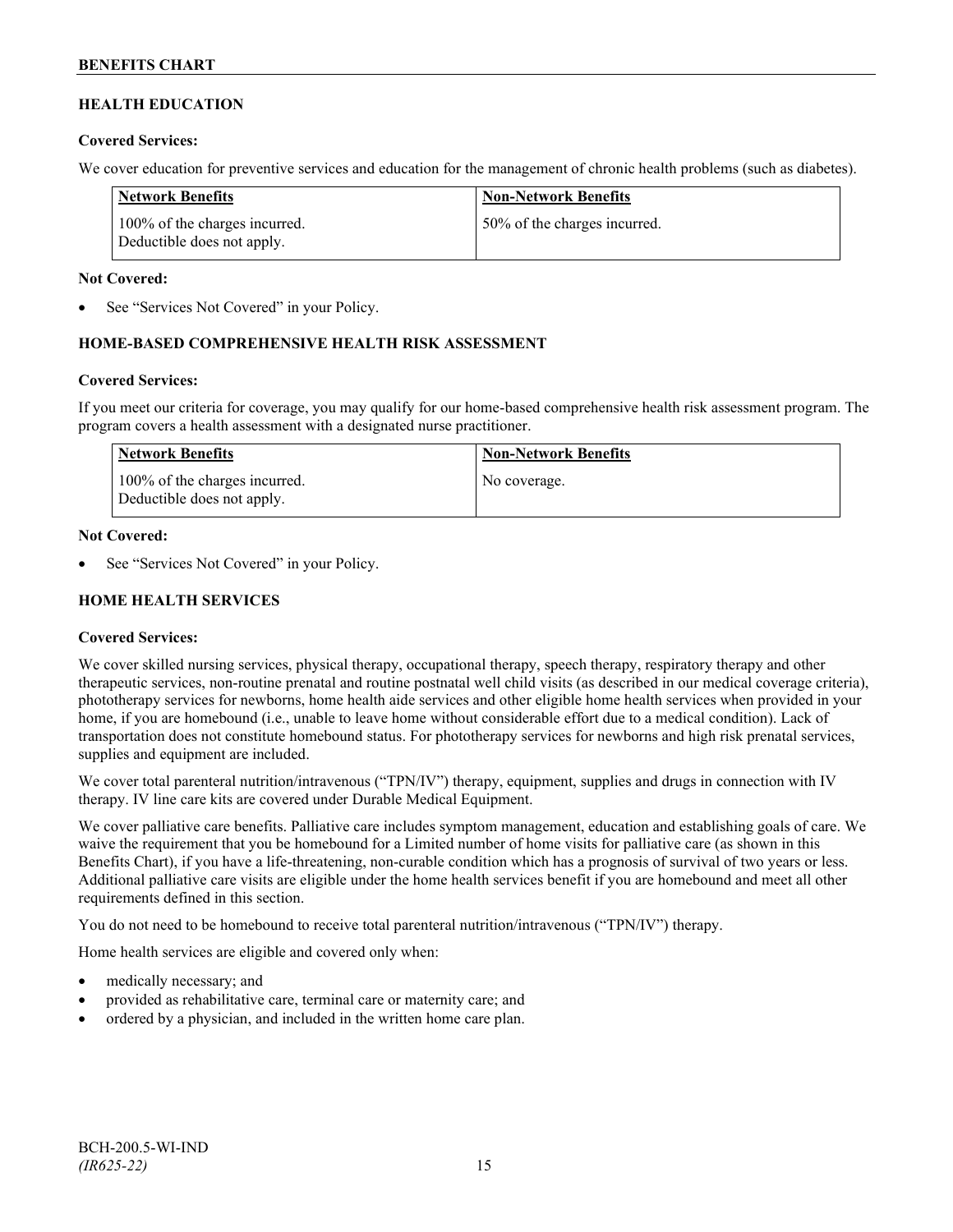## HEALTH EDUCATION

**Covered Services:**

We cover education for preventive services and education for the management of chronic health problems (such as diabetes).

| Network Benefits | Non-Network Benefits |
|---|---|
| 100% of the charges incurred. Deductible does not apply. | 50% of the charges incurred. |

**Not Covered:**

- See "Services Not Covered" in your Policy.

## HOME-BASED COMPREHENSIVE HEALTH RISK ASSESSMENT

**Covered Services:**

If you meet our criteria for coverage, you may qualify for our home-based comprehensive health risk assessment program. The program covers a health assessment with a designated nurse practitioner.

| Network Benefits | Non-Network Benefits |
|---|---|
| 100% of the charges incurred. Deductible does not apply. | No coverage. |

**Not Covered:**

- See "Services Not Covered" in your Policy.

## HOME HEALTH SERVICES

**Covered Services:**

We cover skilled nursing services, physical therapy, occupational therapy, speech therapy, respiratory therapy and other therapeutic services, non-routine prenatal and routine postnatal well child visits (as described in our medical coverage criteria), phototherapy services for newborns, home health aide services and other eligible home health services when provided in your home, if you are homebound (i.e., unable to leave home without considerable effort due to a medical condition). Lack of transportation does not constitute homebound status. For phototherapy services for newborns and high risk prenatal services, supplies and equipment are included.

We cover total parenteral nutrition/intravenous ("TPN/IV") therapy, equipment, supplies and drugs in connection with IV therapy. IV line care kits are covered under Durable Medical Equipment.

We cover palliative care benefits. Palliative care includes symptom management, education and establishing goals of care. We waive the requirement that you be homebound for a Limited number of home visits for palliative care (as shown in this Benefits Chart), if you have a life-threatening, non-curable condition which has a prognosis of survival of two years or less. Additional palliative care visits are eligible under the home health services benefit if you are homebound and meet all other requirements defined in this section.

You do not need to be homebound to receive total parenteral nutrition/intravenous ("TPN/IV") therapy.

Home health services are eligible and covered only when:

- medically necessary; and
- provided as rehabilitative care, terminal care or maternity care; and
- ordered by a physician, and included in the written home care plan.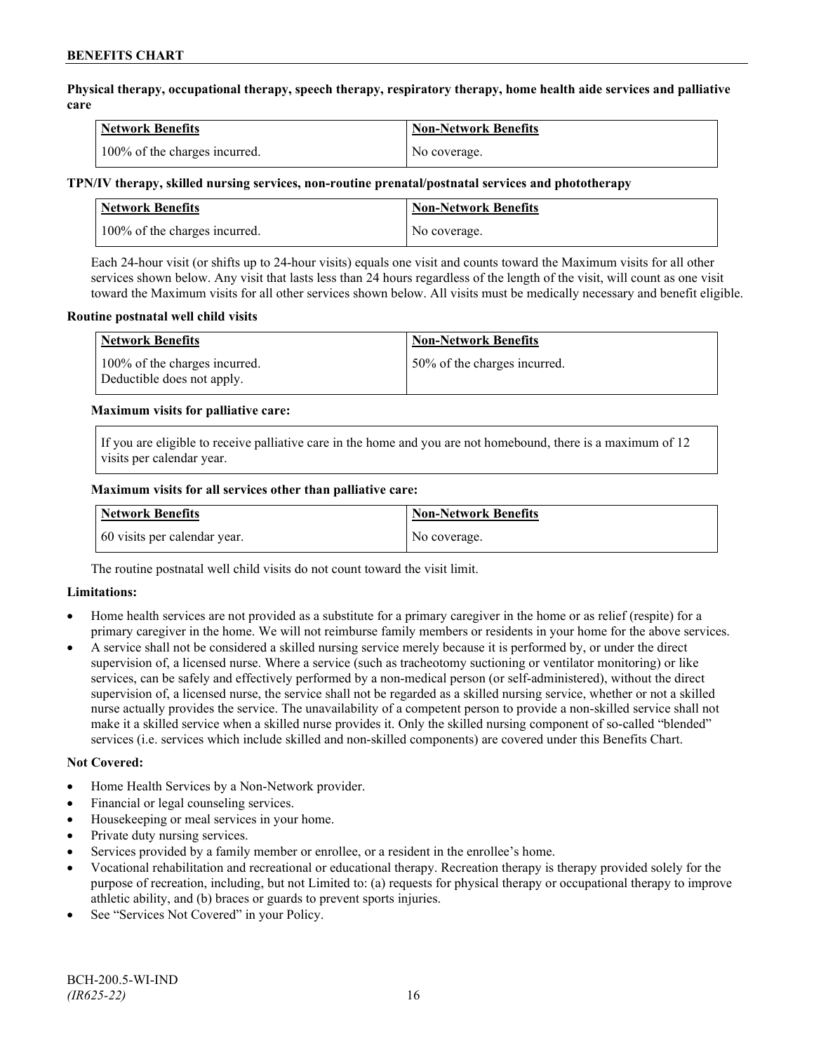**Physical therapy, occupational therapy, speech therapy, respiratory therapy, home health aide services and palliative care**

| Network Benefits | Non-Network Benefits |
| --- | --- |
| 100% of the charges incurred. | No coverage. |

**TPN/IV therapy, skilled nursing services, non-routine prenatal/postnatal services and phototherapy**

| Network Benefits | Non-Network Benefits |
| --- | --- |
| 100% of the charges incurred. | No coverage. |

Each 24-hour visit (or shifts up to 24-hour visits) equals one visit and counts toward the Maximum visits for all other services shown below. Any visit that lasts less than 24 hours regardless of the length of the visit, will count as one visit toward the Maximum visits for all other services shown below. All visits must be medically necessary and benefit eligible.

**Routine postnatal well child visits**

| Network Benefits | Non-Network Benefits |
| --- | --- |
| 100% of the charges incurred. Deductible does not apply. | 50% of the charges incurred. |

**Maximum visits for palliative care:**

If you are eligible to receive palliative care in the home and you are not homebound, there is a maximum of 12 visits per calendar year.

**Maximum visits for all services other than palliative care:**

| Network Benefits | Non-Network Benefits |
| --- | --- |
| 60 visits per calendar year. | No coverage. |

The routine postnatal well child visits do not count toward the visit limit.

**Limitations:**

- Home health services are not provided as a substitute for a primary caregiver in the home or as relief (respite) for a primary caregiver in the home. We will not reimburse family members or residents in your home for the above services.
- A service shall not be considered a skilled nursing service merely because it is performed by, or under the direct supervision of, a licensed nurse. Where a service (such as tracheotomy suctioning or ventilator monitoring) or like services, can be safely and effectively performed by a non-medical person (or self-administered), without the direct supervision of, a licensed nurse, the service shall not be regarded as a skilled nursing service, whether or not a skilled nurse actually provides the service. The unavailability of a competent person to provide a non-skilled service shall not make it a skilled service when a skilled nurse provides it. Only the skilled nursing component of so-called "blended" services (i.e. services which include skilled and non-skilled components) are covered under this Benefits Chart.

**Not Covered:**

- Home Health Services by a Non-Network provider.
- Financial or legal counseling services.
- Housekeeping or meal services in your home.
- Private duty nursing services.
- Services provided by a family member or enrollee, or a resident in the enrollee's home.
- Vocational rehabilitation and recreational or educational therapy. Recreation therapy is therapy provided solely for the purpose of recreation, including, but not Limited to: (a) requests for physical therapy or occupational therapy to improve athletic ability, and (b) braces or guards to prevent sports injuries.
- See "Services Not Covered" in your Policy.

BCH-200.5-WI-IND
*(IR625-22)*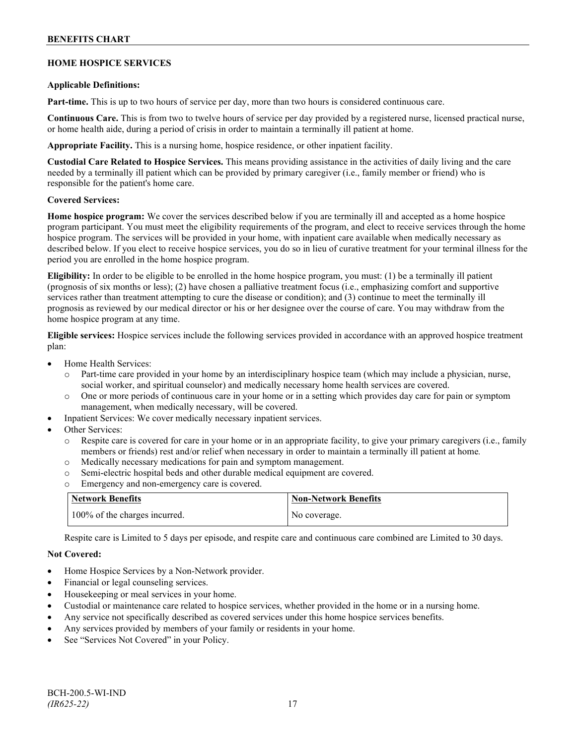## HOME HOSPICE SERVICES

**Applicable Definitions:**

**Part-time.** This is up to two hours of service per day, more than two hours is considered continuous care.

**Continuous Care.** This is from two to twelve hours of service per day provided by a registered nurse, licensed practical nurse, or home health aide, during a period of crisis in order to maintain a terminally ill patient at home.

**Appropriate Facility.** This is a nursing home, hospice residence, or other inpatient facility.

**Custodial Care Related to Hospice Services.** This means providing assistance in the activities of daily living and the care needed by a terminally ill patient which can be provided by primary caregiver (i.e., family member or friend) who is responsible for the patient's home care.

**Covered Services:**

**Home hospice program:** We cover the services described below if you are terminally ill and accepted as a home hospice program participant. You must meet the eligibility requirements of the program, and elect to receive services through the home hospice program. The services will be provided in your home, with inpatient care available when medically necessary as described below. If you elect to receive hospice services, you do so in lieu of curative treatment for your terminal illness for the period you are enrolled in the home hospice program.

**Eligibility:** In order to be eligible to be enrolled in the home hospice program, you must: (1) be a terminally ill patient (prognosis of six months or less); (2) have chosen a palliative treatment focus (i.e., emphasizing comfort and supportive services rather than treatment attempting to cure the disease or condition); and (3) continue to meet the terminally ill prognosis as reviewed by our medical director or his or her designee over the course of care. You may withdraw from the home hospice program at any time.

**Eligible services:** Hospice services include the following services provided in accordance with an approved hospice treatment plan:

- Home Health Services:
  - Part-time care provided in your home by an interdisciplinary hospice team (which may include a physician, nurse, social worker, and spiritual counselor) and medically necessary home health services are covered.
  - One or more periods of continuous care in your home or in a setting which provides day care for pain or symptom management, when medically necessary, will be covered.
- Inpatient Services: We cover medically necessary inpatient services.
- Other Services:
  - Respite care is covered for care in your home or in an appropriate facility, to give your primary caregivers (i.e., family members or friends) rest and/or relief when necessary in order to maintain a terminally ill patient at home.
  - Medically necessary medications for pain and symptom management.
  - Semi-electric hospital beds and other durable medical equipment are covered.
  - Emergency and non-emergency care is covered.

| Network Benefits | Non-Network Benefits |
|---|---|
| 100% of the charges incurred. | No coverage. |

Respite care is Limited to 5 days per episode, and respite care and continuous care combined are Limited to 30 days.

**Not Covered:**

- Home Hospice Services by a Non-Network provider.
- Financial or legal counseling services.
- Housekeeping or meal services in your home.
- Custodial or maintenance care related to hospice services, whether provided in the home or in a nursing home.
- Any service not specifically described as covered services under this home hospice services benefits.
- Any services provided by members of your family or residents in your home.
- See "Services Not Covered" in your Policy.

BCH-200.5-WI-IND
*(IR625-22)*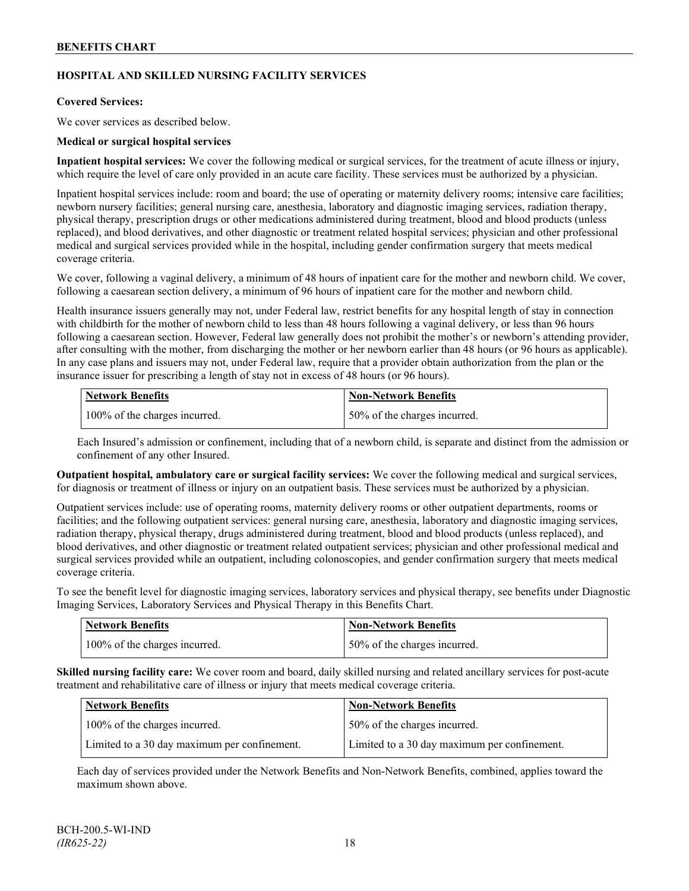## HOSPITAL AND SKILLED NURSING FACILITY SERVICES

**Covered Services:**

We cover services as described below.

**Medical or surgical hospital services**

**Inpatient hospital services:** We cover the following medical or surgical services, for the treatment of acute illness or injury, which require the level of care only provided in an acute care facility. These services must be authorized by a physician.

Inpatient hospital services include: room and board; the use of operating or maternity delivery rooms; intensive care facilities; newborn nursery facilities; general nursing care, anesthesia, laboratory and diagnostic imaging services, radiation therapy, physical therapy, prescription drugs or other medications administered during treatment, blood and blood products (unless replaced), and blood derivatives, and other diagnostic or treatment related hospital services; physician and other professional medical and surgical services provided while in the hospital, including gender confirmation surgery that meets medical coverage criteria.

We cover, following a vaginal delivery, a minimum of 48 hours of inpatient care for the mother and newborn child. We cover, following a caesarean section delivery, a minimum of 96 hours of inpatient care for the mother and newborn child.

Health insurance issuers generally may not, under Federal law, restrict benefits for any hospital length of stay in connection with childbirth for the mother of newborn child to less than 48 hours following a vaginal delivery, or less than 96 hours following a caesarean section. However, Federal law generally does not prohibit the mother's or newborn's attending provider, after consulting with the mother, from discharging the mother or her newborn earlier than 48 hours (or 96 hours as applicable). In any case plans and issuers may not, under Federal law, require that a provider obtain authorization from the plan or the insurance issuer for prescribing a length of stay not in excess of 48 hours (or 96 hours).

| Network Benefits | Non-Network Benefits |
|---|---|
| 100% of the charges incurred. | 50% of the charges incurred. |

Each Insured's admission or confinement, including that of a newborn child, is separate and distinct from the admission or confinement of any other Insured.

**Outpatient hospital, ambulatory care or surgical facility services:** We cover the following medical and surgical services, for diagnosis or treatment of illness or injury on an outpatient basis. These services must be authorized by a physician.

Outpatient services include: use of operating rooms, maternity delivery rooms or other outpatient departments, rooms or facilities; and the following outpatient services: general nursing care, anesthesia, laboratory and diagnostic imaging services, radiation therapy, physical therapy, drugs administered during treatment, blood and blood products (unless replaced), and blood derivatives, and other diagnostic or treatment related outpatient services; physician and other professional medical and surgical services provided while an outpatient, including colonoscopies, and gender confirmation surgery that meets medical coverage criteria.

To see the benefit level for diagnostic imaging services, laboratory services and physical therapy, see benefits under Diagnostic Imaging Services, Laboratory Services and Physical Therapy in this Benefits Chart.

| Network Benefits | Non-Network Benefits |
|---|---|
| 100% of the charges incurred. | 50% of the charges incurred. |

**Skilled nursing facility care:** We cover room and board, daily skilled nursing and related ancillary services for post-acute treatment and rehabilitative care of illness or injury that meets medical coverage criteria.

| Network Benefits | Non-Network Benefits |
|---|---|
| 100% of the charges incurred. | 50% of the charges incurred. |
| Limited to a 30 day maximum per confinement. | Limited to a 30 day maximum per confinement. |

Each day of services provided under the Network Benefits and Non-Network Benefits, combined, applies toward the maximum shown above.

BCH-200.5-WI-IND
*(IR625-22)*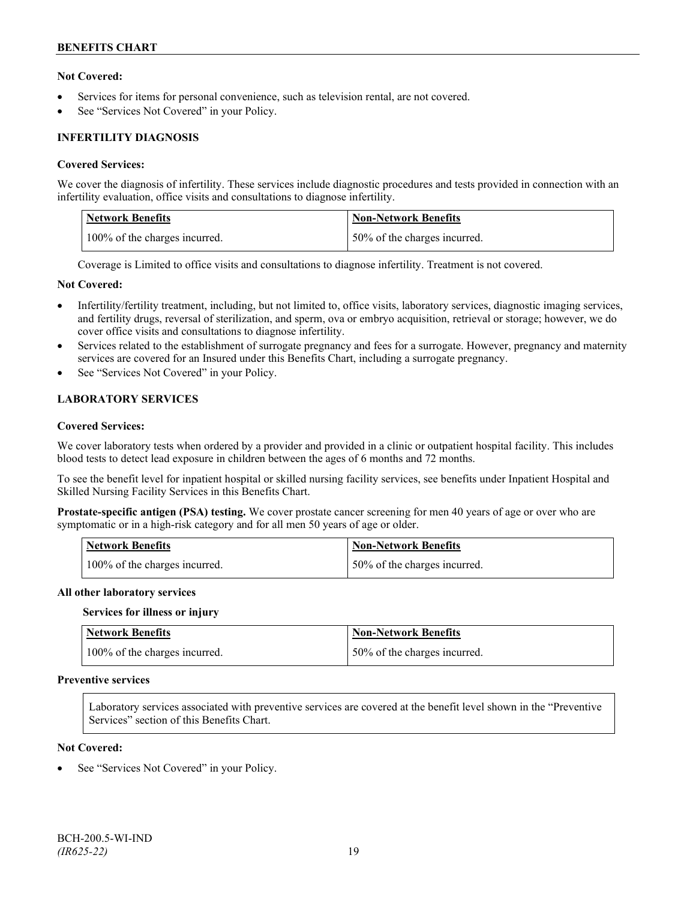**Not Covered:**

- Services for items for personal convenience, such as television rental, are not covered.
- See "Services Not Covered" in your Policy.

### INFERTILITY DIAGNOSIS

**Covered Services:**

We cover the diagnosis of infertility. These services include diagnostic procedures and tests provided in connection with an infertility evaluation, office visits and consultations to diagnose infertility.

| Network Benefits | Non-Network Benefits |
| --- | --- |
| 100% of the charges incurred. | 50% of the charges incurred. |

Coverage is Limited to office visits and consultations to diagnose infertility. Treatment is not covered.

**Not Covered:**

- Infertility/fertility treatment, including, but not limited to, office visits, laboratory services, diagnostic imaging services, and fertility drugs, reversal of sterilization, and sperm, ova or embryo acquisition, retrieval or storage; however, we do cover office visits and consultations to diagnose infertility.
- Services related to the establishment of surrogate pregnancy and fees for a surrogate. However, pregnancy and maternity services are covered for an Insured under this Benefits Chart, including a surrogate pregnancy.
- See "Services Not Covered" in your Policy.

### LABORATORY SERVICES

**Covered Services:**

We cover laboratory tests when ordered by a provider and provided in a clinic or outpatient hospital facility. This includes blood tests to detect lead exposure in children between the ages of 6 months and 72 months.

To see the benefit level for inpatient hospital or skilled nursing facility services, see benefits under Inpatient Hospital and Skilled Nursing Facility Services in this Benefits Chart.

**Prostate-specific antigen (PSA) testing.** We cover prostate cancer screening for men 40 years of age or over who are symptomatic or in a high-risk category and for all men 50 years of age or older.

| Network Benefits | Non-Network Benefits |
| --- | --- |
| 100% of the charges incurred. | 50% of the charges incurred. |

**All other laboratory services**

**Services for illness or injury**

| Network Benefits | Non-Network Benefits |
| --- | --- |
| 100% of the charges incurred. | 50% of the charges incurred. |

**Preventive services**

Laboratory services associated with preventive services are covered at the benefit level shown in the "Preventive Services" section of this Benefits Chart.

**Not Covered:**

- See "Services Not Covered" in your Policy.

BCH-200.5-WI-IND
*(IR625-22)*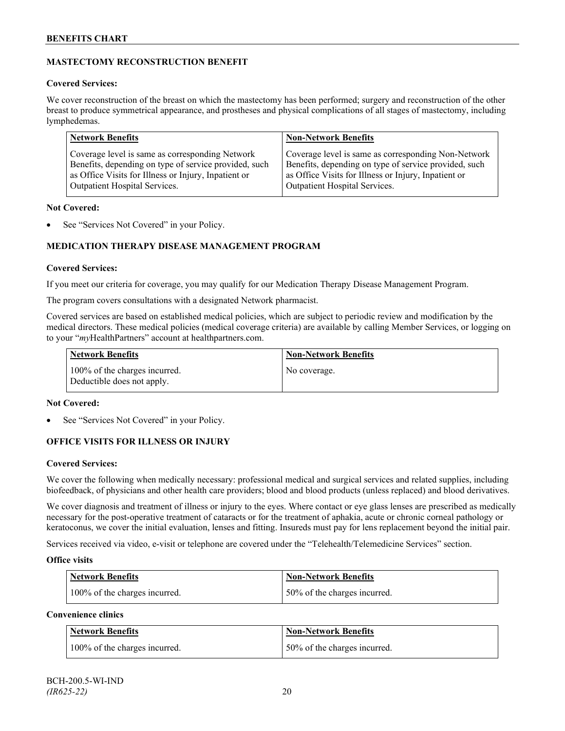## MASTECTOMY RECONSTRUCTION BENEFIT

**Covered Services:**

We cover reconstruction of the breast on which the mastectomy has been performed; surgery and reconstruction of the other breast to produce symmetrical appearance, and prostheses and physical complications of all stages of mastectomy, including lymphedemas.

| Network Benefits | Non-Network Benefits |
|---|---|
| Coverage level is same as corresponding Network Benefits, depending on type of service provided, such as Office Visits for Illness or Injury, Inpatient or Outpatient Hospital Services. | Coverage level is same as corresponding Non-Network Benefits, depending on type of service provided, such as Office Visits for Illness or Injury, Inpatient or Outpatient Hospital Services. |

**Not Covered:**

- See "Services Not Covered" in your Policy.

## MEDICATION THERAPY DISEASE MANAGEMENT PROGRAM

**Covered Services:**

If you meet our criteria for coverage, you may qualify for our Medication Therapy Disease Management Program.

The program covers consultations with a designated Network pharmacist.

Covered services are based on established medical policies, which are subject to periodic review and modification by the medical directors. These medical policies (medical coverage criteria) are available by calling Member Services, or logging on to your "*my*HealthPartners" account at healthpartners.com.

| Network Benefits | Non-Network Benefits |
|---|---|
| 100% of the charges incurred. Deductible does not apply. | No coverage. |

**Not Covered:**

- See "Services Not Covered" in your Policy.

## OFFICE VISITS FOR ILLNESS OR INJURY

**Covered Services:**

We cover the following when medically necessary: professional medical and surgical services and related supplies, including biofeedback, of physicians and other health care providers; blood and blood products (unless replaced) and blood derivatives.

We cover diagnosis and treatment of illness or injury to the eyes. Where contact or eye glass lenses are prescribed as medically necessary for the post-operative treatment of cataracts or for the treatment of aphakia, acute or chronic corneal pathology or keratoconus, we cover the initial evaluation, lenses and fitting. Insureds must pay for lens replacement beyond the initial pair.

Services received via video, e-visit or telephone are covered under the "Telehealth/Telemedicine Services" section.

**Office visits**

| Network Benefits | Non-Network Benefits |
|---|---|
| 100% of the charges incurred. | 50% of the charges incurred. |

**Convenience clinics**

| Network Benefits | Non-Network Benefits |
|---|---|
| 100% of the charges incurred. | 50% of the charges incurred. |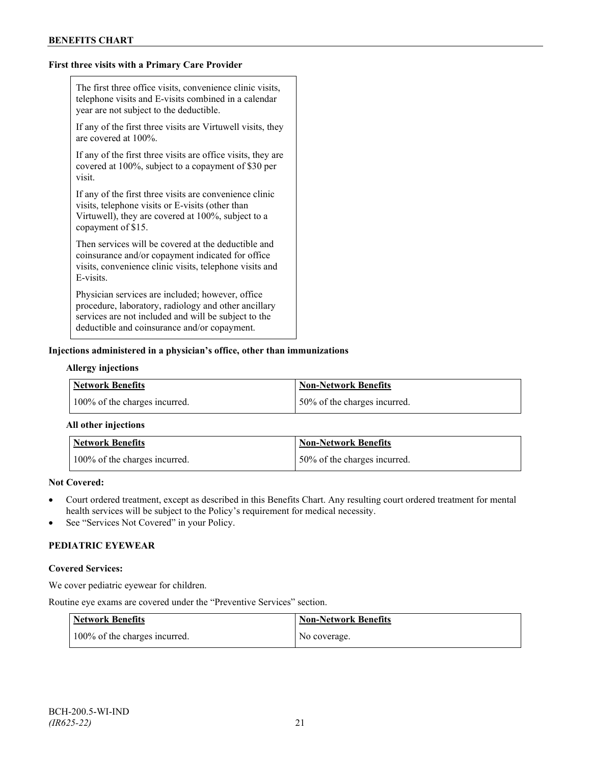**First three visits with a Primary Care Provider**

| |
|---|
| The first three office visits, convenience clinic visits, telephone visits and E-visits combined in a calendar year are not subject to the deductible.<br><br>If any of the first three visits are Virtuwell visits, they are covered at 100%.<br><br>If any of the first three visits are office visits, they are covered at 100%, subject to a copayment of $30 per visit.<br><br>If any of the first three visits are convenience clinic visits, telephone visits or E-visits (other than Virtuwell), they are covered at 100%, subject to a copayment of $15.<br><br>Then services will be covered at the deductible and coinsurance and/or copayment indicated for office visits, convenience clinic visits, telephone visits and E-visits.<br><br>Physician services are included; however, office procedure, laboratory, radiology and other ancillary services are not included and will be subject to the deductible and coinsurance and/or copayment. |

**Injections administered in a physician's office, other than immunizations**

**Allergy injections**

| Network Benefits | Non-Network Benefits |
|---|---|
| 100% of the charges incurred. | 50% of the charges incurred. |

**All other injections**

| Network Benefits | Non-Network Benefits |
|---|---|
| 100% of the charges incurred. | 50% of the charges incurred. |

**Not Covered:**

- Court ordered treatment, except as described in this Benefits Chart. Any resulting court ordered treatment for mental health services will be subject to the Policy's requirement for medical necessity.
- See "Services Not Covered" in your Policy.

## PEDIATRIC EYEWEAR

**Covered Services:**

We cover pediatric eyewear for children.

Routine eye exams are covered under the "Preventive Services" section.

| Network Benefits | Non-Network Benefits |
|---|---|
| 100% of the charges incurred. | No coverage. |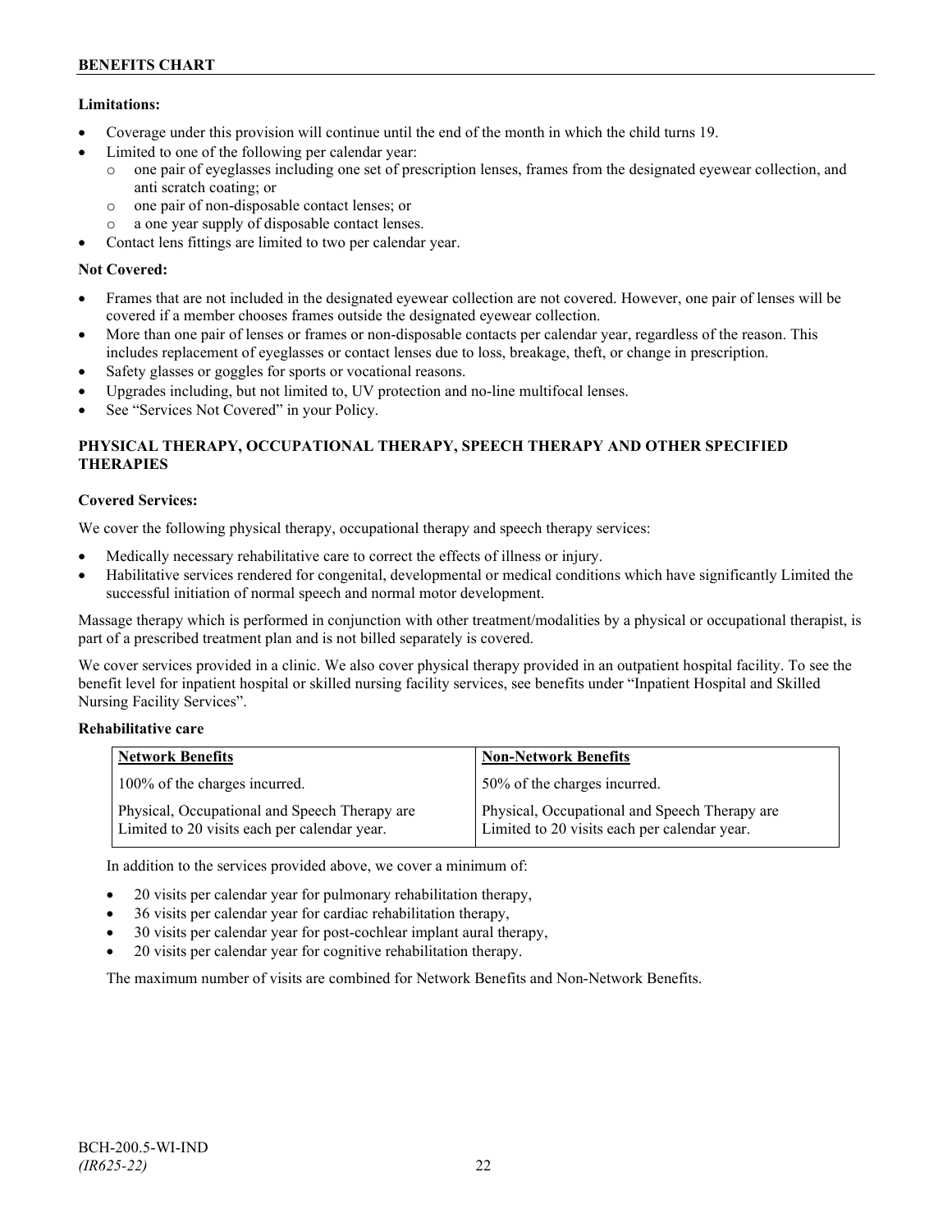**Limitations:**

- Coverage under this provision will continue until the end of the month in which the child turns 19.
- Limited to one of the following per calendar year:
  - one pair of eyeglasses including one set of prescription lenses, frames from the designated eyewear collection, and anti scratch coating; or
  - one pair of non-disposable contact lenses; or
  - a one year supply of disposable contact lenses.
- Contact lens fittings are limited to two per calendar year.

**Not Covered:**

- Frames that are not included in the designated eyewear collection are not covered. However, one pair of lenses will be covered if a member chooses frames outside the designated eyewear collection.
- More than one pair of lenses or frames or non-disposable contacts per calendar year, regardless of the reason. This includes replacement of eyeglasses or contact lenses due to loss, breakage, theft, or change in prescription.
- Safety glasses or goggles for sports or vocational reasons.
- Upgrades including, but not limited to, UV protection and no-line multifocal lenses.
- See "Services Not Covered" in your Policy.

## PHYSICAL THERAPY, OCCUPATIONAL THERAPY, SPEECH THERAPY AND OTHER SPECIFIED THERAPIES

**Covered Services:**

We cover the following physical therapy, occupational therapy and speech therapy services:

- Medically necessary rehabilitative care to correct the effects of illness or injury.
- Habilitative services rendered for congenital, developmental or medical conditions which have significantly Limited the successful initiation of normal speech and normal motor development.

Massage therapy which is performed in conjunction with other treatment/modalities by a physical or occupational therapist, is part of a prescribed treatment plan and is not billed separately is covered.

We cover services provided in a clinic. We also cover physical therapy provided in an outpatient hospital facility. To see the benefit level for inpatient hospital or skilled nursing facility services, see benefits under "Inpatient Hospital and Skilled Nursing Facility Services".

**Rehabilitative care**

| Network Benefits | Non-Network Benefits |
|---|---|
| 100% of the charges incurred. | 50% of the charges incurred. |
| Physical, Occupational and Speech Therapy are Limited to 20 visits each per calendar year. | Physical, Occupational and Speech Therapy are Limited to 20 visits each per calendar year. |

In addition to the services provided above, we cover a minimum of:

- 20 visits per calendar year for pulmonary rehabilitation therapy,
- 36 visits per calendar year for cardiac rehabilitation therapy,
- 30 visits per calendar year for post-cochlear implant aural therapy,
- 20 visits per calendar year for cognitive rehabilitation therapy.

The maximum number of visits are combined for Network Benefits and Non-Network Benefits.

BCH-200.5-WI-IND
*(IR625-22)*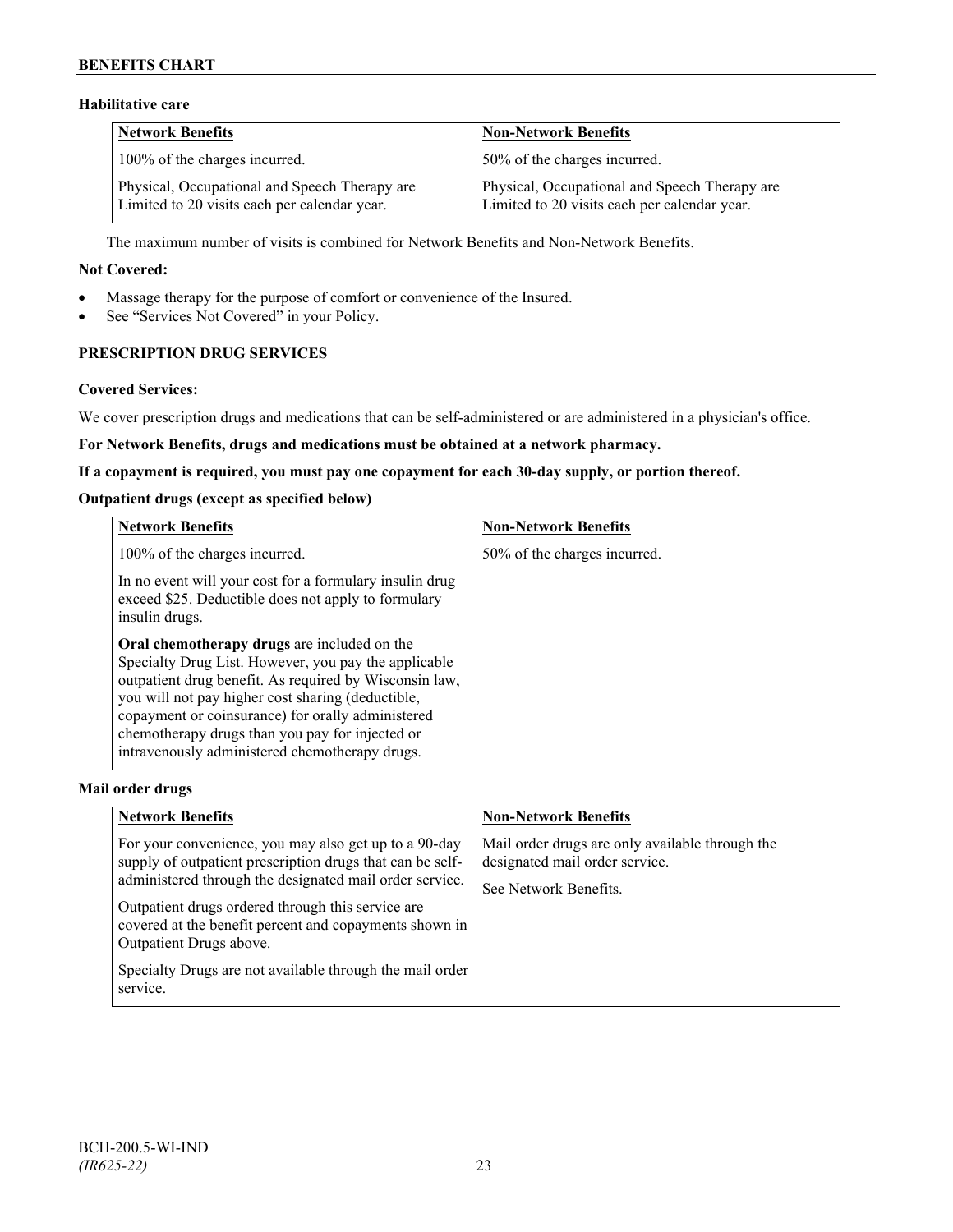### Habilitative care

| Network Benefits | Non-Network Benefits |
| --- | --- |
| 100% of the charges incurred.<br><br>Physical, Occupational and Speech Therapy are Limited to 20 visits each per calendar year. | 50% of the charges incurred.<br><br>Physical, Occupational and Speech Therapy are Limited to 20 visits each per calendar year. |

The maximum number of visits is combined for Network Benefits and Non-Network Benefits.

**Not Covered:**

- Massage therapy for the purpose of comfort or convenience of the Insured.
- See "Services Not Covered" in your Policy.

## PRESCRIPTION DRUG SERVICES

**Covered Services:**

We cover prescription drugs and medications that can be self-administered or are administered in a physician's office.

**For Network Benefits, drugs and medications must be obtained at a network pharmacy.**

**If a copayment is required, you must pay one copayment for each 30-day supply, or portion thereof.**

### Outpatient drugs (except as specified below)

| Network Benefits | Non-Network Benefits |
| --- | --- |
| 100% of the charges incurred.<br><br>In no event will your cost for a formulary insulin drug exceed \$25. Deductible does not apply to formulary insulin drugs.<br><br>**Oral chemotherapy drugs** are included on the Specialty Drug List. However, you pay the applicable outpatient drug benefit. As required by Wisconsin law, you will not pay higher cost sharing (deductible, copayment or coinsurance) for orally administered chemotherapy drugs than you pay for injected or intravenously administered chemotherapy drugs. | 50% of the charges incurred. |

### Mail order drugs

| Network Benefits | Non-Network Benefits |
| --- | --- |
| For your convenience, you may also get up to a 90-day supply of outpatient prescription drugs that can be self-administered through the designated mail order service.<br><br>Outpatient drugs ordered through this service are covered at the benefit percent and copayments shown in Outpatient Drugs above.<br><br>Specialty Drugs are not available through the mail order service. | Mail order drugs are only available through the designated mail order service.<br><br>See Network Benefits. |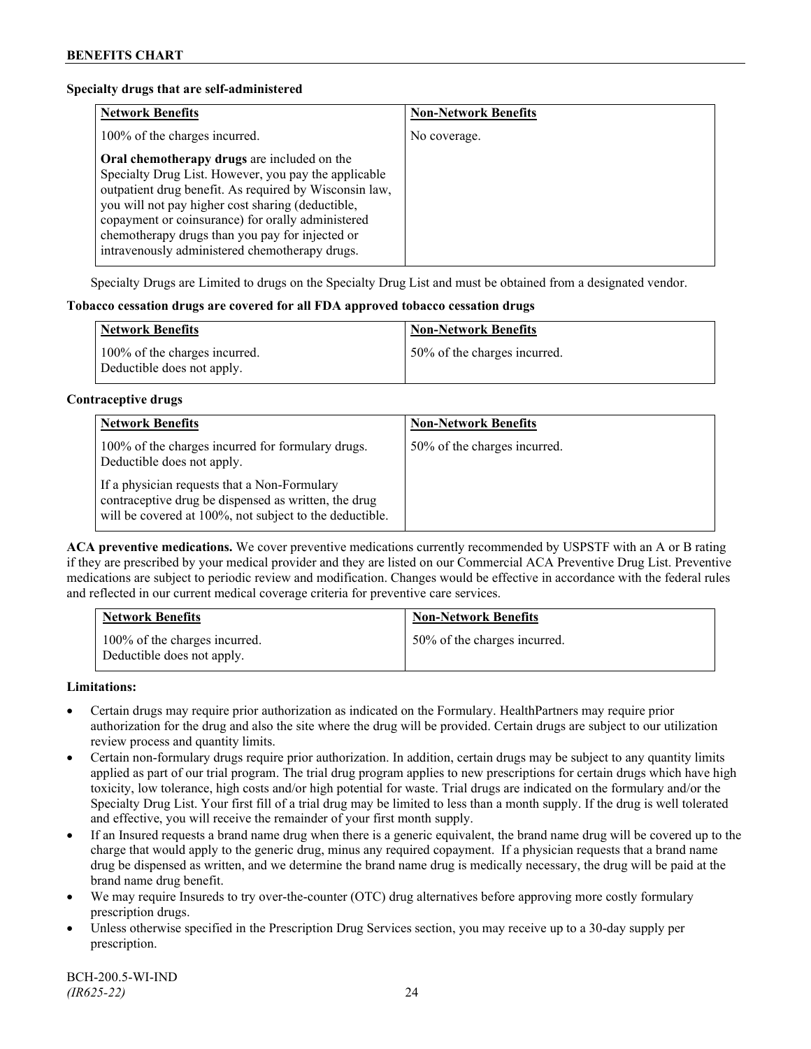**Specialty drugs that are self-administered**

| Network Benefits | Non-Network Benefits |
|---|---|
| 100% of the charges incurred.<br><br>**Oral chemotherapy drugs** are included on the Specialty Drug List. However, you pay the applicable outpatient drug benefit. As required by Wisconsin law, you will not pay higher cost sharing (deductible, copayment or coinsurance) for orally administered chemotherapy drugs than you pay for injected or intravenously administered chemotherapy drugs. | No coverage. |

Specialty Drugs are Limited to drugs on the Specialty Drug List and must be obtained from a designated vendor.

**Tobacco cessation drugs are covered for all FDA approved tobacco cessation drugs**

| Network Benefits | Non-Network Benefits |
|---|---|
| 100% of the charges incurred.<br>Deductible does not apply. | 50% of the charges incurred. |

**Contraceptive drugs**

| Network Benefits | Non-Network Benefits |
|---|---|
| 100% of the charges incurred for formulary drugs.<br>Deductible does not apply.<br><br>If a physician requests that a Non-Formulary contraceptive drug be dispensed as written, the drug will be covered at 100%, not subject to the deductible. | 50% of the charges incurred. |

**ACA preventive medications.** We cover preventive medications currently recommended by USPSTF with an A or B rating if they are prescribed by your medical provider and they are listed on our Commercial ACA Preventive Drug List. Preventive medications are subject to periodic review and modification. Changes would be effective in accordance with the federal rules and reflected in our current medical coverage criteria for preventive care services.

| Network Benefits | Non-Network Benefits |
|---|---|
| 100% of the charges incurred.<br>Deductible does not apply. | 50% of the charges incurred. |

**Limitations:**

- Certain drugs may require prior authorization as indicated on the Formulary. HealthPartners may require prior authorization for the drug and also the site where the drug will be provided. Certain drugs are subject to our utilization review process and quantity limits.
- Certain non-formulary drugs require prior authorization. In addition, certain drugs may be subject to any quantity limits applied as part of our trial program. The trial drug program applies to new prescriptions for certain drugs which have high toxicity, low tolerance, high costs and/or high potential for waste. Trial drugs are indicated on the formulary and/or the Specialty Drug List. Your first fill of a trial drug may be limited to less than a month supply. If the drug is well tolerated and effective, you will receive the remainder of your first month supply.
- If an Insured requests a brand name drug when there is a generic equivalent, the brand name drug will be covered up to the charge that would apply to the generic drug, minus any required copayment. If a physician requests that a brand name drug be dispensed as written, and we determine the brand name drug is medically necessary, the drug will be paid at the brand name drug benefit.
- We may require Insureds to try over-the-counter (OTC) drug alternatives before approving more costly formulary prescription drugs.
- Unless otherwise specified in the Prescription Drug Services section, you may receive up to a 30-day supply per prescription.

BCH-200.5-WI-IND
*(IR625-22)*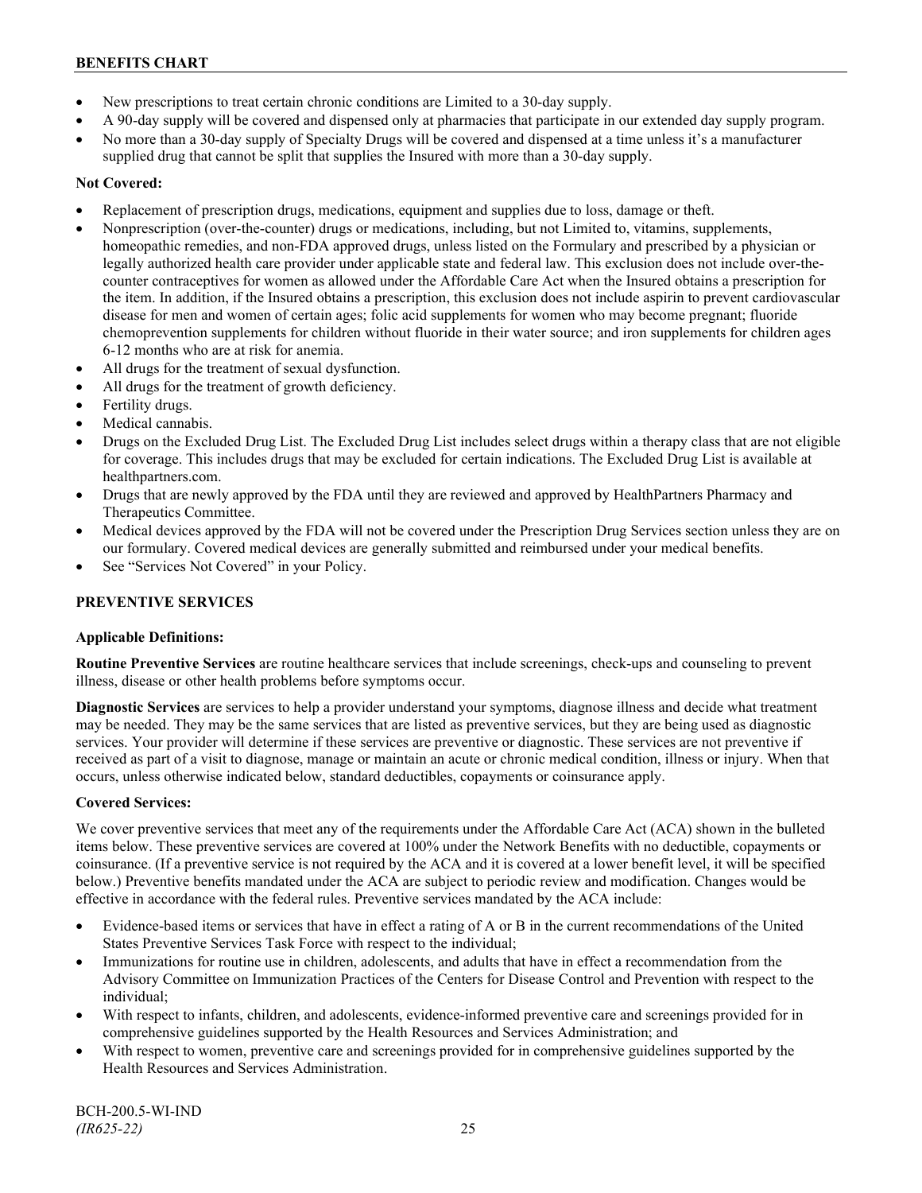- New prescriptions to treat certain chronic conditions are Limited to a 30-day supply.
- A 90-day supply will be covered and dispensed only at pharmacies that participate in our extended day supply program.
- No more than a 30-day supply of Specialty Drugs will be covered and dispensed at a time unless it's a manufacturer supplied drug that cannot be split that supplies the Insured with more than a 30-day supply.

**Not Covered:**

- Replacement of prescription drugs, medications, equipment and supplies due to loss, damage or theft.
- Nonprescription (over-the-counter) drugs or medications, including, but not Limited to, vitamins, supplements, homeopathic remedies, and non-FDA approved drugs, unless listed on the Formulary and prescribed by a physician or legally authorized health care provider under applicable state and federal law. This exclusion does not include over-the-counter contraceptives for women as allowed under the Affordable Care Act when the Insured obtains a prescription for the item. In addition, if the Insured obtains a prescription, this exclusion does not include aspirin to prevent cardiovascular disease for men and women of certain ages; folic acid supplements for women who may become pregnant; fluoride chemoprevention supplements for children without fluoride in their water source; and iron supplements for children ages 6-12 months who are at risk for anemia.
- All drugs for the treatment of sexual dysfunction.
- All drugs for the treatment of growth deficiency.
- Fertility drugs.
- Medical cannabis.
- Drugs on the Excluded Drug List. The Excluded Drug List includes select drugs within a therapy class that are not eligible for coverage. This includes drugs that may be excluded for certain indications. The Excluded Drug List is available at healthpartners.com.
- Drugs that are newly approved by the FDA until they are reviewed and approved by HealthPartners Pharmacy and Therapeutics Committee.
- Medical devices approved by the FDA will not be covered under the Prescription Drug Services section unless they are on our formulary. Covered medical devices are generally submitted and reimbursed under your medical benefits.
- See "Services Not Covered" in your Policy.

## PREVENTIVE SERVICES

**Applicable Definitions:**

**Routine Preventive Services** are routine healthcare services that include screenings, check-ups and counseling to prevent illness, disease or other health problems before symptoms occur.

**Diagnostic Services** are services to help a provider understand your symptoms, diagnose illness and decide what treatment may be needed. They may be the same services that are listed as preventive services, but they are being used as diagnostic services. Your provider will determine if these services are preventive or diagnostic. These services are not preventive if received as part of a visit to diagnose, manage or maintain an acute or chronic medical condition, illness or injury. When that occurs, unless otherwise indicated below, standard deductibles, copayments or coinsurance apply.

**Covered Services:**

We cover preventive services that meet any of the requirements under the Affordable Care Act (ACA) shown in the bulleted items below. These preventive services are covered at 100% under the Network Benefits with no deductible, copayments or coinsurance. (If a preventive service is not required by the ACA and it is covered at a lower benefit level, it will be specified below.) Preventive benefits mandated under the ACA are subject to periodic review and modification. Changes would be effective in accordance with the federal rules. Preventive services mandated by the ACA include:

- Evidence-based items or services that have in effect a rating of A or B in the current recommendations of the United States Preventive Services Task Force with respect to the individual;
- Immunizations for routine use in children, adolescents, and adults that have in effect a recommendation from the Advisory Committee on Immunization Practices of the Centers for Disease Control and Prevention with respect to the individual;
- With respect to infants, children, and adolescents, evidence-informed preventive care and screenings provided for in comprehensive guidelines supported by the Health Resources and Services Administration; and
- With respect to women, preventive care and screenings provided for in comprehensive guidelines supported by the Health Resources and Services Administration.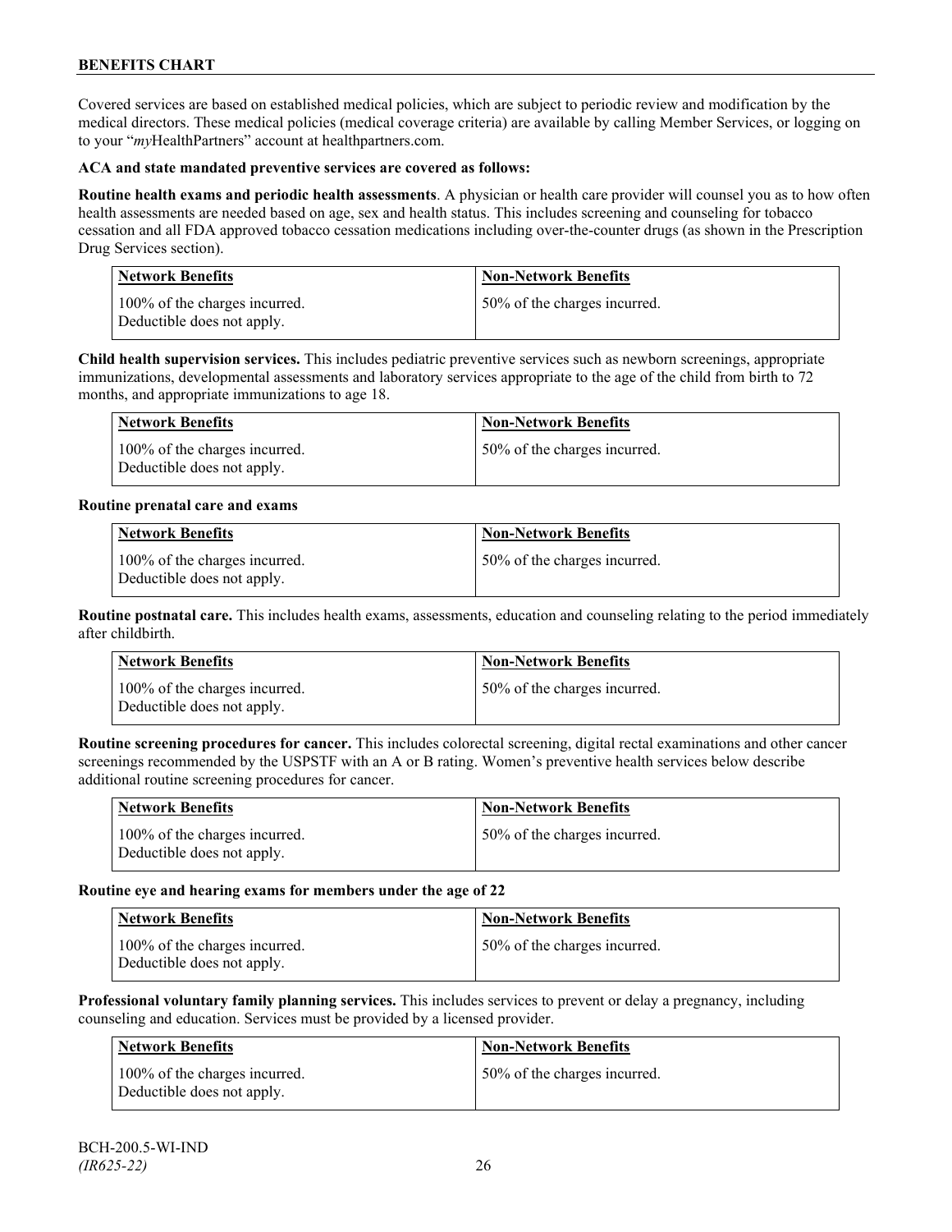Covered services are based on established medical policies, which are subject to periodic review and modification by the medical directors. These medical policies (medical coverage criteria) are available by calling Member Services, or logging on to your "*my*HealthPartners" account at healthpartners.com.

**ACA and state mandated preventive services are covered as follows:**

**Routine health exams and periodic health assessments**. A physician or health care provider will counsel you as to how often health assessments are needed based on age, sex and health status. This includes screening and counseling for tobacco cessation and all FDA approved tobacco cessation medications including over-the-counter drugs (as shown in the Prescription Drug Services section).

| Network Benefits | Non-Network Benefits |
|---|---|
| 100% of the charges incurred. Deductible does not apply. | 50% of the charges incurred. |

**Child health supervision services.** This includes pediatric preventive services such as newborn screenings, appropriate immunizations, developmental assessments and laboratory services appropriate to the age of the child from birth to 72 months, and appropriate immunizations to age 18.

| Network Benefits | Non-Network Benefits |
|---|---|
| 100% of the charges incurred. Deductible does not apply. | 50% of the charges incurred. |

**Routine prenatal care and exams**

| Network Benefits | Non-Network Benefits |
|---|---|
| 100% of the charges incurred. Deductible does not apply. | 50% of the charges incurred. |

**Routine postnatal care.** This includes health exams, assessments, education and counseling relating to the period immediately after childbirth.

| Network Benefits | Non-Network Benefits |
|---|---|
| 100% of the charges incurred. Deductible does not apply. | 50% of the charges incurred. |

**Routine screening procedures for cancer.** This includes colorectal screening, digital rectal examinations and other cancer screenings recommended by the USPSTF with an A or B rating. Women's preventive health services below describe additional routine screening procedures for cancer.

| Network Benefits | Non-Network Benefits |
|---|---|
| 100% of the charges incurred. Deductible does not apply. | 50% of the charges incurred. |

**Routine eye and hearing exams for members under the age of 22**

| Network Benefits | Non-Network Benefits |
|---|---|
| 100% of the charges incurred. Deductible does not apply. | 50% of the charges incurred. |

**Professional voluntary family planning services.** This includes services to prevent or delay a pregnancy, including counseling and education. Services must be provided by a licensed provider.

| Network Benefits | Non-Network Benefits |
|---|---|
| 100% of the charges incurred. Deductible does not apply. | 50% of the charges incurred. |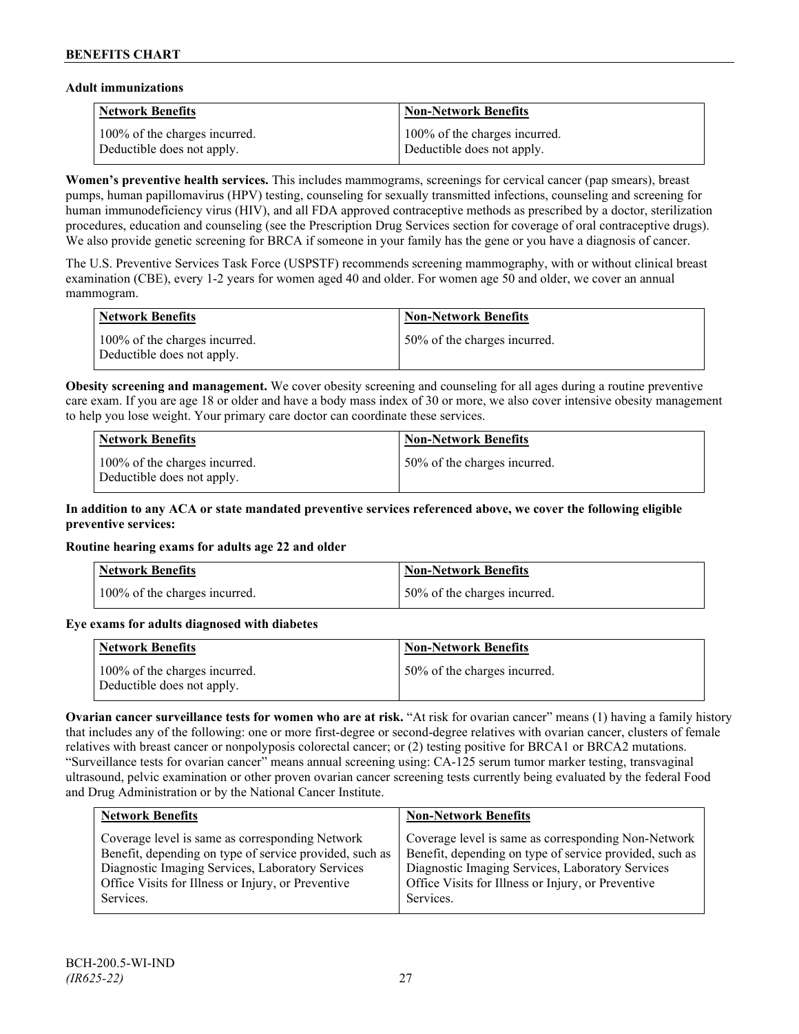**Adult immunizations**

| Network Benefits | Non-Network Benefits |
|---|---|
| 100% of the charges incurred. Deductible does not apply. | 100% of the charges incurred. Deductible does not apply. |

**Women's preventive health services.** This includes mammograms, screenings for cervical cancer (pap smears), breast pumps, human papillomavirus (HPV) testing, counseling for sexually transmitted infections, counseling and screening for human immunodeficiency virus (HIV), and all FDA approved contraceptive methods as prescribed by a doctor, sterilization procedures, education and counseling (see the Prescription Drug Services section for coverage of oral contraceptive drugs). We also provide genetic screening for BRCA if someone in your family has the gene or you have a diagnosis of cancer.

The U.S. Preventive Services Task Force (USPSTF) recommends screening mammography, with or without clinical breast examination (CBE), every 1-2 years for women aged 40 and older. For women age 50 and older, we cover an annual mammogram.

| Network Benefits | Non-Network Benefits |
|---|---|
| 100% of the charges incurred. Deductible does not apply. | 50% of the charges incurred. |

**Obesity screening and management.** We cover obesity screening and counseling for all ages during a routine preventive care exam. If you are age 18 or older and have a body mass index of 30 or more, we also cover intensive obesity management to help you lose weight. Your primary care doctor can coordinate these services.

| Network Benefits | Non-Network Benefits |
|---|---|
| 100% of the charges incurred. Deductible does not apply. | 50% of the charges incurred. |

**In addition to any ACA or state mandated preventive services referenced above, we cover the following eligible preventive services:**

**Routine hearing exams for adults age 22 and older**

| Network Benefits | Non-Network Benefits |
|---|---|
| 100% of the charges incurred. | 50% of the charges incurred. |

**Eye exams for adults diagnosed with diabetes**

| Network Benefits | Non-Network Benefits |
|---|---|
| 100% of the charges incurred. Deductible does not apply. | 50% of the charges incurred. |

**Ovarian cancer surveillance tests for women who are at risk.** "At risk for ovarian cancer" means (1) having a family history that includes any of the following: one or more first-degree or second-degree relatives with ovarian cancer, clusters of female relatives with breast cancer or nonpolyposis colorectal cancer; or (2) testing positive for BRCA1 or BRCA2 mutations. "Surveillance tests for ovarian cancer" means annual screening using: CA-125 serum tumor marker testing, transvaginal ultrasound, pelvic examination or other proven ovarian cancer screening tests currently being evaluated by the federal Food and Drug Administration or by the National Cancer Institute.

| Network Benefits | Non-Network Benefits |
|---|---|
| Coverage level is same as corresponding Network Benefit, depending on type of service provided, such as Diagnostic Imaging Services, Laboratory Services Office Visits for Illness or Injury, or Preventive Services. | Coverage level is same as corresponding Non-Network Benefit, depending on type of service provided, such as Diagnostic Imaging Services, Laboratory Services Office Visits for Illness or Injury, or Preventive Services. |

BCH-200.5-WI-IND
*(IR625-22)*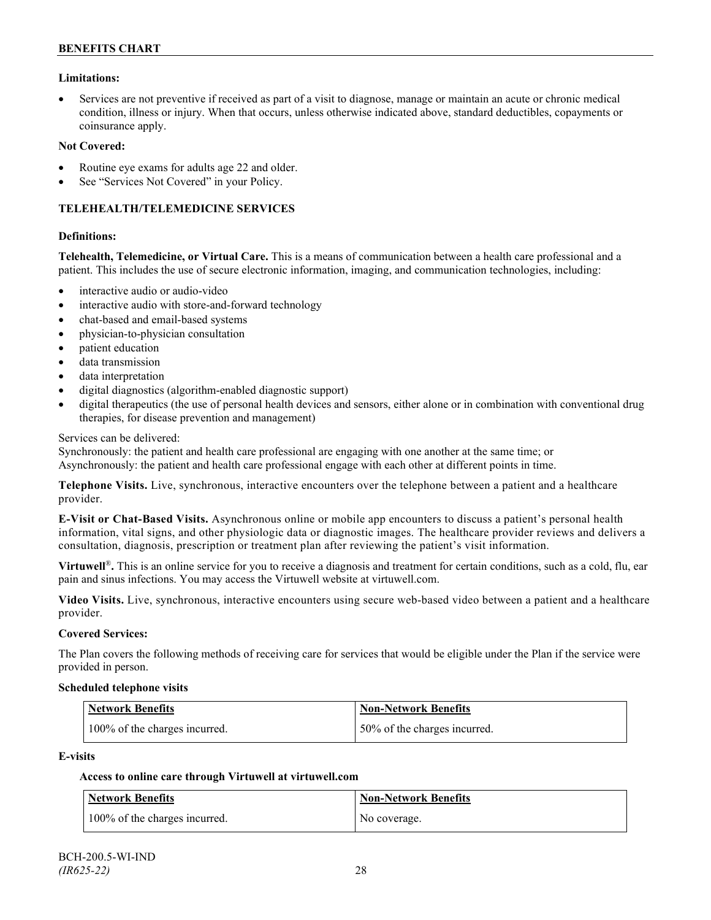**Limitations:**

- Services are not preventive if received as part of a visit to diagnose, manage or maintain an acute or chronic medical condition, illness or injury. When that occurs, unless otherwise indicated above, standard deductibles, copayments or coinsurance apply.

**Not Covered:**

- Routine eye exams for adults age 22 and older.
- See "Services Not Covered" in your Policy.

## TELEHEALTH/TELEMEDICINE SERVICES

**Definitions:**

**Telehealth, Telemedicine, or Virtual Care.** This is a means of communication between a health care professional and a patient. This includes the use of secure electronic information, imaging, and communication technologies, including:

- interactive audio or audio-video
- interactive audio with store-and-forward technology
- chat-based and email-based systems
- physician-to-physician consultation
- patient education
- data transmission
- data interpretation
- digital diagnostics (algorithm-enabled diagnostic support)
- digital therapeutics (the use of personal health devices and sensors, either alone or in combination with conventional drug therapies, for disease prevention and management)

Services can be delivered:
Synchronously: the patient and health care professional are engaging with one another at the same time; or
Asynchronously: the patient and health care professional engage with each other at different points in time.

**Telephone Visits.** Live, synchronous, interactive encounters over the telephone between a patient and a healthcare provider.

**E-Visit or Chat-Based Visits.** Asynchronous online or mobile app encounters to discuss a patient's personal health information, vital signs, and other physiologic data or diagnostic images. The healthcare provider reviews and delivers a consultation, diagnosis, prescription or treatment plan after reviewing the patient's visit information.

**Virtuwell®.** This is an online service for you to receive a diagnosis and treatment for certain conditions, such as a cold, flu, ear pain and sinus infections. You may access the Virtuwell website at virtuwell.com.

**Video Visits.** Live, synchronous, interactive encounters using secure web-based video between a patient and a healthcare provider.

**Covered Services:**

The Plan covers the following methods of receiving care for services that would be eligible under the Plan if the service were provided in person.

**Scheduled telephone visits**

| Network Benefits | Non-Network Benefits |
|---|---|
| 100% of the charges incurred. | 50% of the charges incurred. |

**E-visits**

**Access to online care through Virtuwell at virtuwell.com**

| Network Benefits | Non-Network Benefits |
|---|---|
| 100% of the charges incurred. | No coverage. |

BCH-200.5-WI-IND
*(IR625-22)*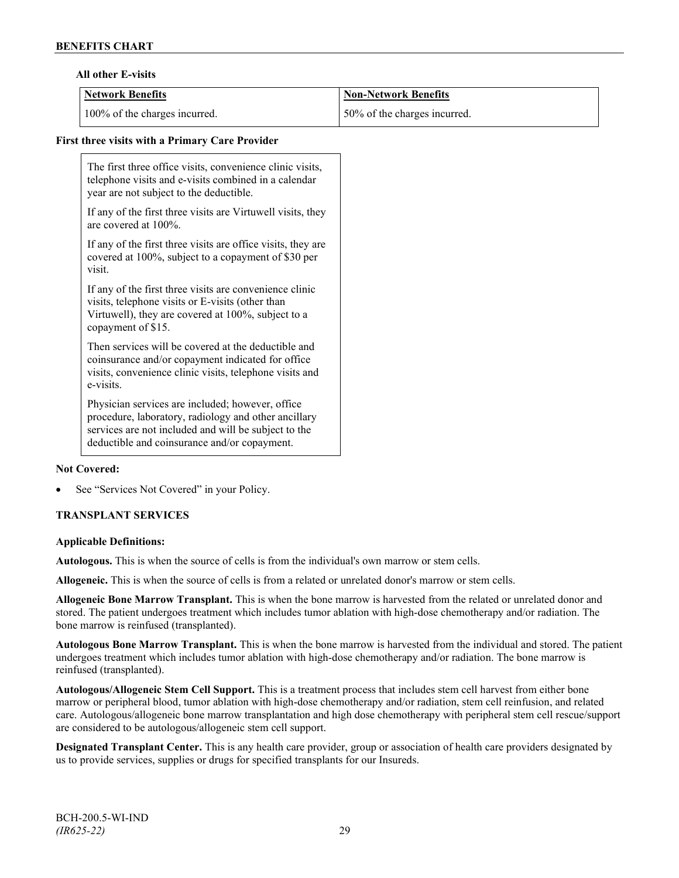**All other E-visits**

| Network Benefits | Non-Network Benefits |
| --- | --- |
| 100% of the charges incurred. | 50% of the charges incurred. |

**First three visits with a Primary Care Provider**

| |
| --- |
| The first three office visits, convenience clinic visits, telephone visits and e-visits combined in a calendar year are not subject to the deductible.<br><br>If any of the first three visits are Virtuwell visits, they are covered at 100%.<br><br>If any of the first three visits are office visits, they are covered at 100%, subject to a copayment of $30 per visit.<br><br>If any of the first three visits are convenience clinic visits, telephone visits or E-visits (other than Virtuwell), they are covered at 100%, subject to a copayment of $15.<br><br>Then services will be covered at the deductible and coinsurance and/or copayment indicated for office visits, convenience clinic visits, telephone visits and e-visits.<br><br>Physician services are included; however, office procedure, laboratory, radiology and other ancillary services are not included and will be subject to the deductible and coinsurance and/or copayment. |

**Not Covered:**

- See "Services Not Covered" in your Policy.

## TRANSPLANT SERVICES

**Applicable Definitions:**

**Autologous.** This is when the source of cells is from the individual's own marrow or stem cells.

**Allogeneic.** This is when the source of cells is from a related or unrelated donor's marrow or stem cells.

**Allogeneic Bone Marrow Transplant.** This is when the bone marrow is harvested from the related or unrelated donor and stored. The patient undergoes treatment which includes tumor ablation with high-dose chemotherapy and/or radiation. The bone marrow is reinfused (transplanted).

**Autologous Bone Marrow Transplant.** This is when the bone marrow is harvested from the individual and stored. The patient undergoes treatment which includes tumor ablation with high-dose chemotherapy and/or radiation. The bone marrow is reinfused (transplanted).

**Autologous/Allogeneic Stem Cell Support.** This is a treatment process that includes stem cell harvest from either bone marrow or peripheral blood, tumor ablation with high-dose chemotherapy and/or radiation, stem cell reinfusion, and related care. Autologous/allogeneic bone marrow transplantation and high dose chemotherapy with peripheral stem cell rescue/support are considered to be autologous/allogeneic stem cell support.

**Designated Transplant Center.** This is any health care provider, group or association of health care providers designated by us to provide services, supplies or drugs for specified transplants for our Insureds.

BCH-200.5-WI-IND
*(IR625-22)*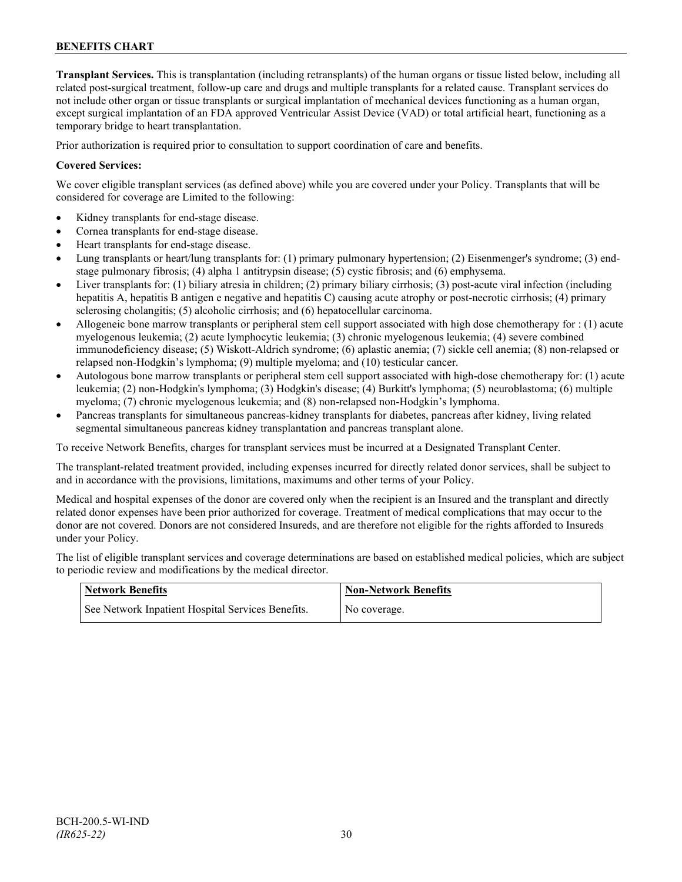**Transplant Services.** This is transplantation (including retransplants) of the human organs or tissue listed below, including all related post-surgical treatment, follow-up care and drugs and multiple transplants for a related cause. Transplant services do not include other organ or tissue transplants or surgical implantation of mechanical devices functioning as a human organ, except surgical implantation of an FDA approved Ventricular Assist Device (VAD) or total artificial heart, functioning as a temporary bridge to heart transplantation.

Prior authorization is required prior to consultation to support coordination of care and benefits.

**Covered Services:**

We cover eligible transplant services (as defined above) while you are covered under your Policy. Transplants that will be considered for coverage are Limited to the following:

- Kidney transplants for end-stage disease.
- Cornea transplants for end-stage disease.
- Heart transplants for end-stage disease.
- Lung transplants or heart/lung transplants for: (1) primary pulmonary hypertension; (2) Eisenmenger's syndrome; (3) end-stage pulmonary fibrosis; (4) alpha 1 antitrypsin disease; (5) cystic fibrosis; and (6) emphysema.
- Liver transplants for: (1) biliary atresia in children; (2) primary biliary cirrhosis; (3) post-acute viral infection (including hepatitis A, hepatitis B antigen e negative and hepatitis C) causing acute atrophy or post-necrotic cirrhosis; (4) primary sclerosing cholangitis; (5) alcoholic cirrhosis; and (6) hepatocellular carcinoma.
- Allogeneic bone marrow transplants or peripheral stem cell support associated with high dose chemotherapy for : (1) acute myelogenous leukemia; (2) acute lymphocytic leukemia; (3) chronic myelogenous leukemia; (4) severe combined immunodeficiency disease; (5) Wiskott-Aldrich syndrome; (6) aplastic anemia; (7) sickle cell anemia; (8) non-relapsed or relapsed non-Hodgkin's lymphoma; (9) multiple myeloma; and (10) testicular cancer.
- Autologous bone marrow transplants or peripheral stem cell support associated with high-dose chemotherapy for: (1) acute leukemia; (2) non-Hodgkin's lymphoma; (3) Hodgkin's disease; (4) Burkitt's lymphoma; (5) neuroblastoma; (6) multiple myeloma; (7) chronic myelogenous leukemia; and (8) non-relapsed non-Hodgkin's lymphoma.
- Pancreas transplants for simultaneous pancreas-kidney transplants for diabetes, pancreas after kidney, living related segmental simultaneous pancreas kidney transplantation and pancreas transplant alone.

To receive Network Benefits, charges for transplant services must be incurred at a Designated Transplant Center.

The transplant-related treatment provided, including expenses incurred for directly related donor services, shall be subject to and in accordance with the provisions, limitations, maximums and other terms of your Policy.

Medical and hospital expenses of the donor are covered only when the recipient is an Insured and the transplant and directly related donor expenses have been prior authorized for coverage. Treatment of medical complications that may occur to the donor are not covered. Donors are not considered Insureds, and are therefore not eligible for the rights afforded to Insureds under your Policy.

The list of eligible transplant services and coverage determinations are based on established medical policies, which are subject to periodic review and modifications by the medical director.

| Network Benefits | Non-Network Benefits |
|---|---|
| See Network Inpatient Hospital Services Benefits. | No coverage. |

BCH-200.5-WI-IND
*(IR625-22)*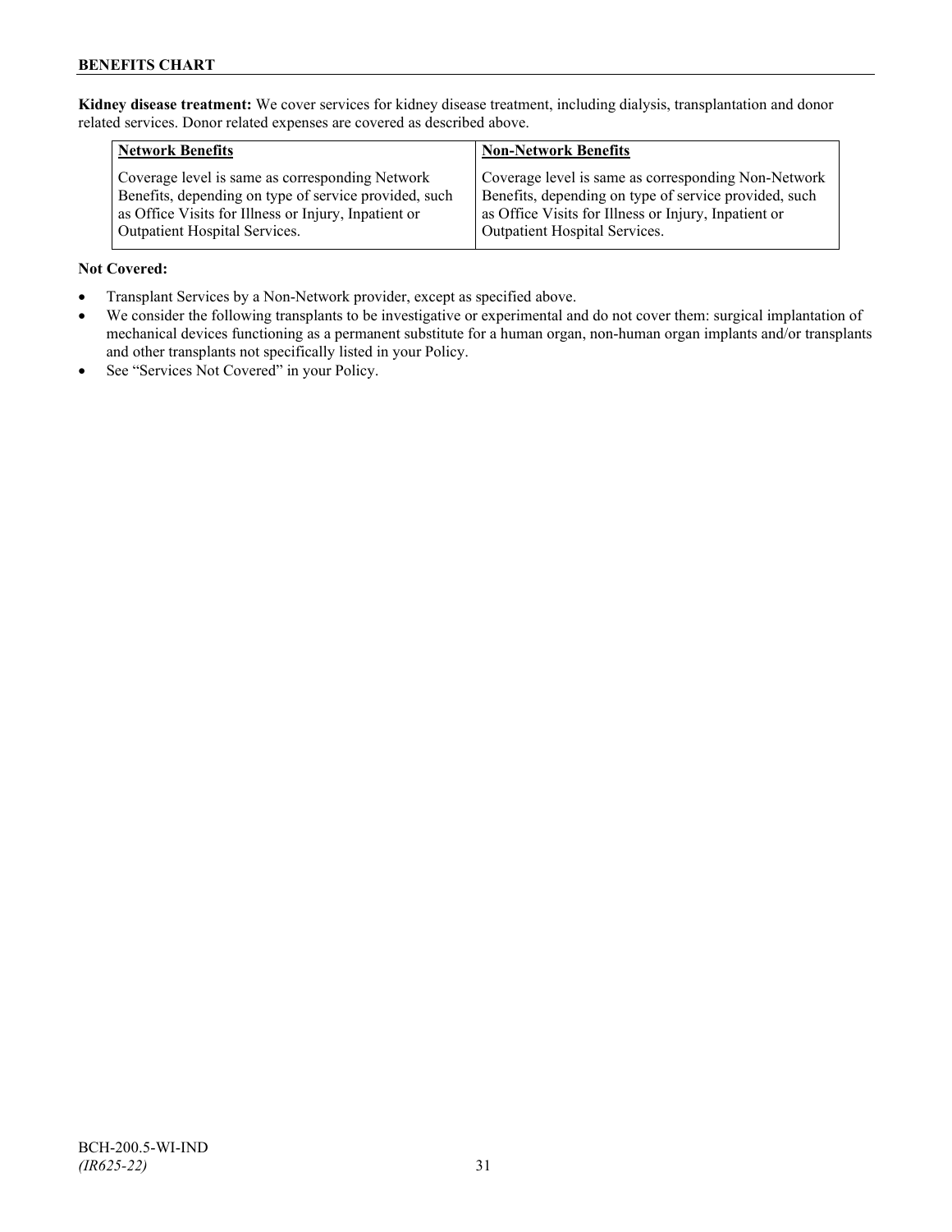**Kidney disease treatment:** We cover services for kidney disease treatment, including dialysis, transplantation and donor related services. Donor related expenses are covered as described above.

| Network Benefits | Non-Network Benefits |
| --- | --- |
| Coverage level is same as corresponding Network Benefits, depending on type of service provided, such as Office Visits for Illness or Injury, Inpatient or Outpatient Hospital Services. | Coverage level is same as corresponding Non-Network Benefits, depending on type of service provided, such as Office Visits for Illness or Injury, Inpatient or Outpatient Hospital Services. |

**Not Covered:**

- Transplant Services by a Non-Network provider, except as specified above.
- We consider the following transplants to be investigative or experimental and do not cover them: surgical implantation of mechanical devices functioning as a permanent substitute for a human organ, non-human organ implants and/or transplants and other transplants not specifically listed in your Policy.
- See "Services Not Covered" in your Policy.

BCH-200.5-WI-IND
*(IR625-22)*